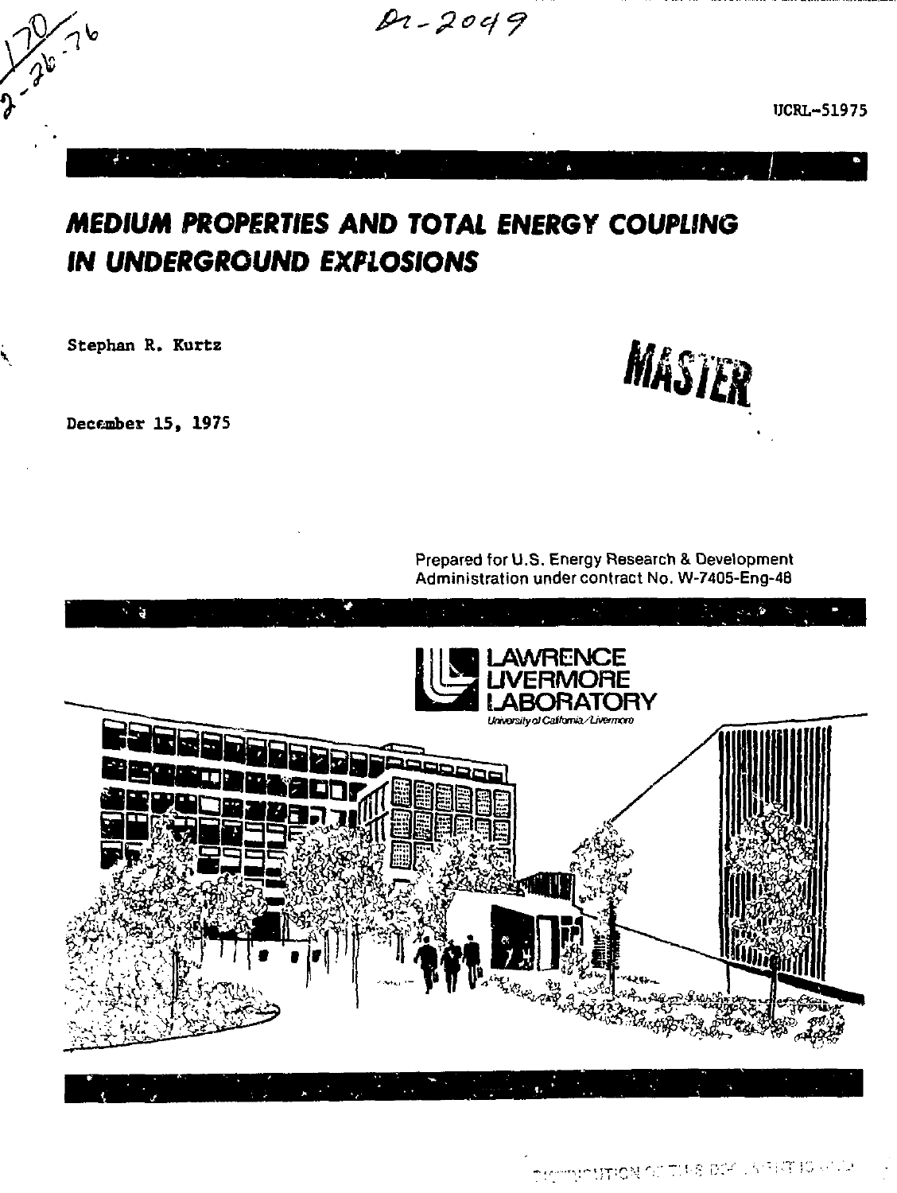UCRL-51975

# MEDIUM PROPERTIES AND TOTAL ENERGY COUPLING IN UNDERGROUND EXPLOSIONS

Stephan R. Kurtz

MASTER

December 15, 1975

Prepared for U.S. Energy Research & Development Administration under contract No. W-7405-Eng-48

LAWRENCE LIVERMORE LABORATORY

University of California/Livermore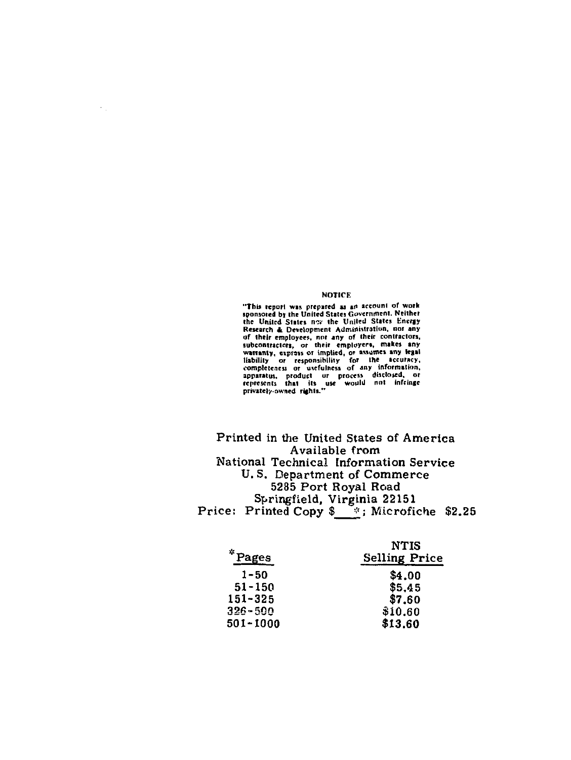**NOTICE**

"This report was prepared as an account of work sponsored by the United States Government. Neither the United States nor the United States Energy Research & Development Administration, nor any of their employees, nor any of their contractors, subcontractors, or their employees, makes any warranty, express or implied, or assumes any legal liability or responsibility for the accuracy, completeness or usefulness of any information, apparatus, product or process disclosed, or represents that its use would not infringe privately-owned rights."

Printed in the United States of America
Available from
National Technical Information Service
U.S. Department of Commerce
5285 Port Royal Road
Springfield, Virginia 22151
Price: Printed Copy $ * ; Microfiche $2.25

| *Pages | NTIS Selling Price |
|---|---|
| 1-50 | $4.00 |
| 51-150 | $5.45 |
| 151-325 | $7.60 |
| 326-500 | $10.60 |
| 501-1000 | $13.60 |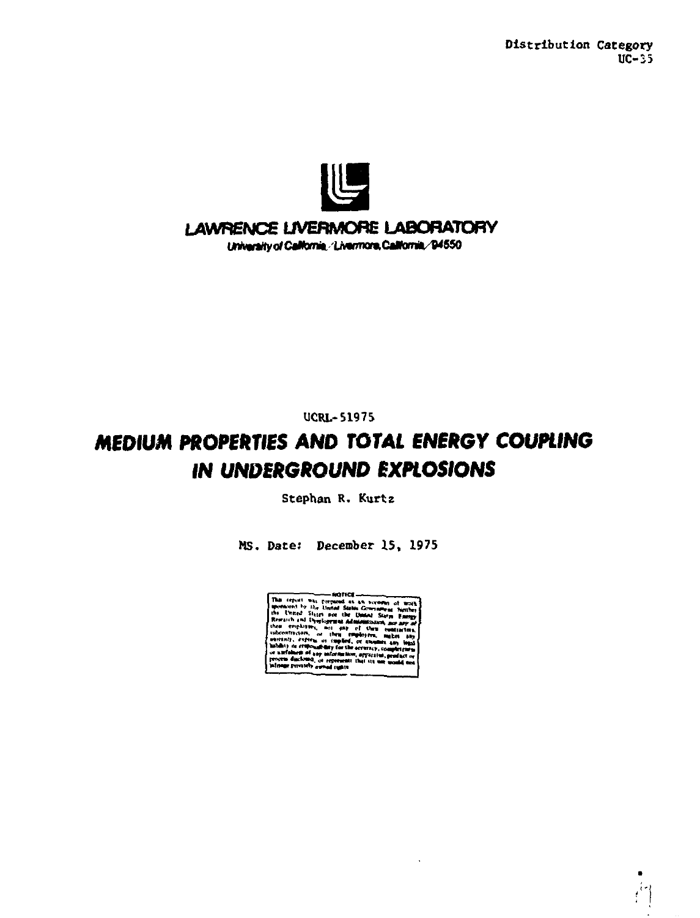Distribution Category
UC-35

LAWRENCE LIVERMORE LABORATORY

University of California / Livermore, California / 94550

UCRL-51975

# MEDIUM PROPERTIES AND TOTAL ENERGY COUPLING IN UNDERGROUND EXPLOSIONS

Stephan R. Kurtz

MS. Date: December 15, 1975

NOTICE

This report was prepared as an account of work sponsored by the United States Government. Neither the United States nor the United States Energy Research and Development Administration, nor any of their employees, nor any of their contractors, subcontractors, or their employees, makes any warranty, express or implied, or assumes any legal liability or responsibility for the accuracy, completeness or usefulness of any information, apparatus, product or process disclosed, or represents that its use would not infringe privately owned rights.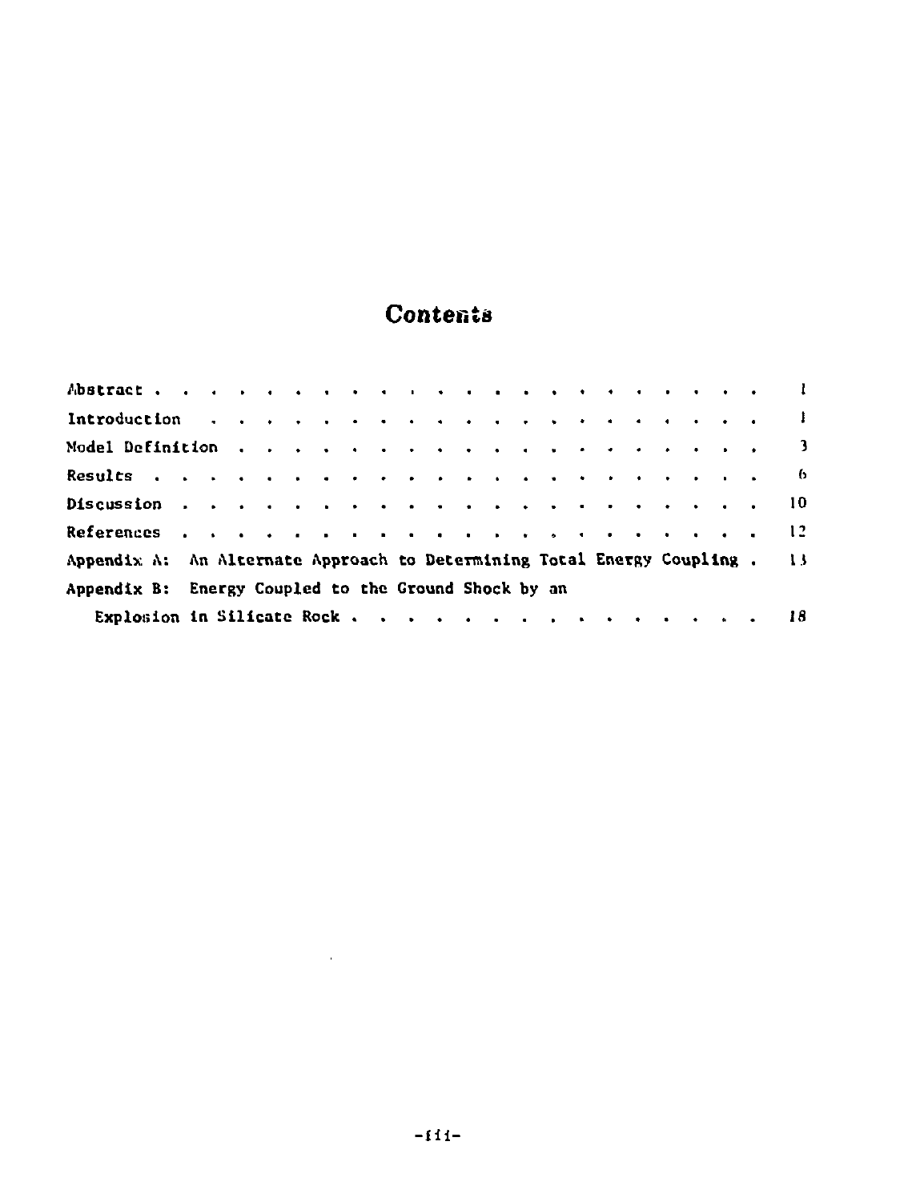# Contents

Abstract . . . . . . . . . . . . . . . . . . . . . . . . 1

Introduction . . . . . . . . . . . . . . . . . . . . . . . 1

Model Definition . . . . . . . . . . . . . . . . . . . . . 3

Results . . . . . . . . . . . . . . . . . . . . . . . . . 6

Discussion . . . . . . . . . . . . . . . . . . . . . . . 10

References . . . . . . . . . . . . . . . . . . . . . . . 12

Appendix A: An Alternate Approach to Determining Total Energy Coupling . 13

Appendix B: Energy Coupled to the Ground Shock by an
Explosion in Silicate Rock . . . . . . . . . . . . . . . 18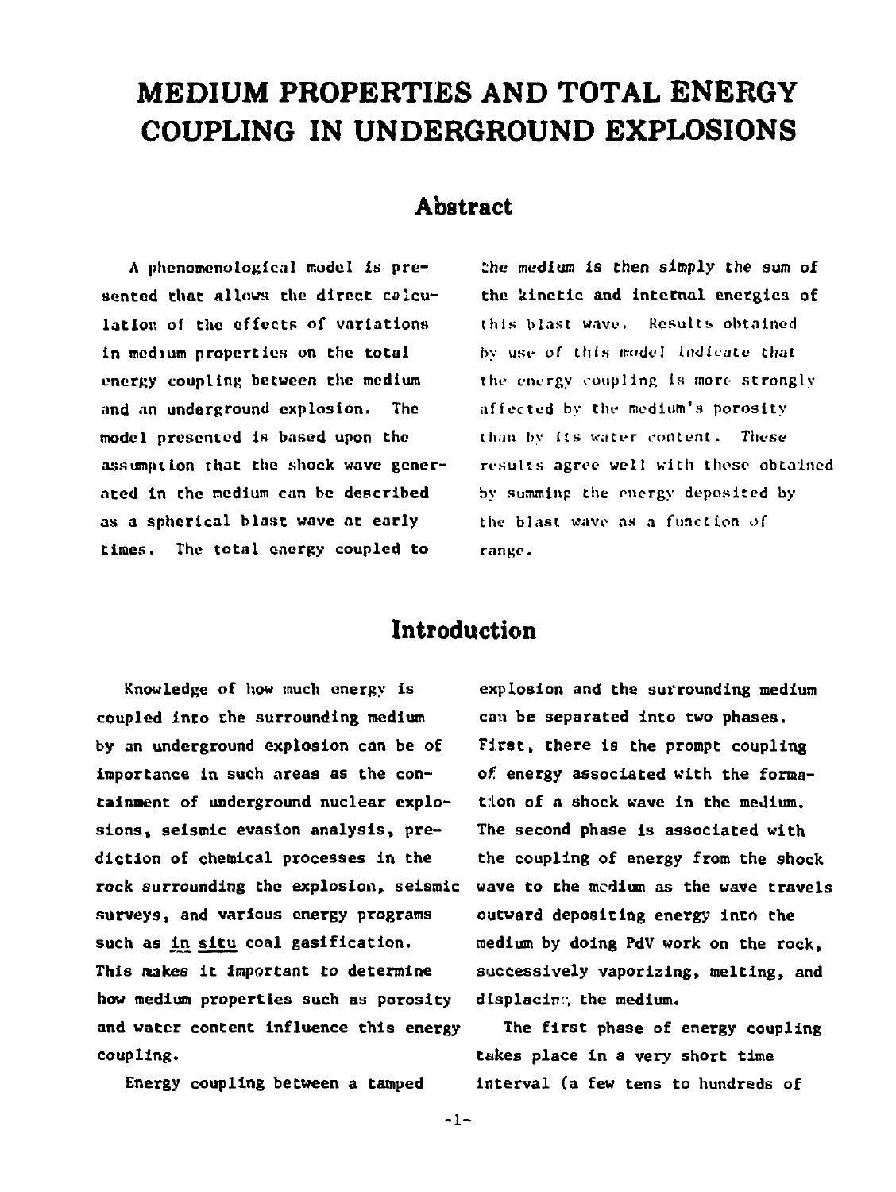# MEDIUM PROPERTIES AND TOTAL ENERGY COUPLING IN UNDERGROUND EXPLOSIONS

## Abstract

A phenomenological model is presented that allows the direct calculation of the effects of variations in medium properties on the total energy coupling between the medium and an underground explosion. The model presented is based upon the assumption that the shock wave generated in the medium can be described as a spherical blast wave at early times. The total energy coupled to the medium is then simply the sum of the kinetic and internal energies of this blast wave. Results obtained by use of this model indicate that the energy coupling is more strongly affected by the medium's porosity than by its water content. These results agree well with those obtained by summing the energy deposited by the blast wave as a function of range.

## Introduction

Knowledge of how much energy is coupled into the surrounding medium by an underground explosion can be of importance in such areas as the containment of underground nuclear explosions, seismic evasion analysis, prediction of chemical processes in the rock surrounding the explosion, seismic surveys, and various energy programs such as <u>in situ</u> coal gasification. This makes it important to determine how medium properties such as porosity and water content influence this energy coupling.

Energy coupling between a tamped explosion and the surrounding medium can be separated into two phases. First, there is the prompt coupling of energy associated with the formation of a shock wave in the medium. The second phase is associated with the coupling of energy from the shock wave to the medium as the wave travels outward depositing energy into the medium by doing PdV work on the rock, successively vaporizing, melting, and displacing the medium.

The first phase of energy coupling takes place in a very short time interval (a few tens to hundreds of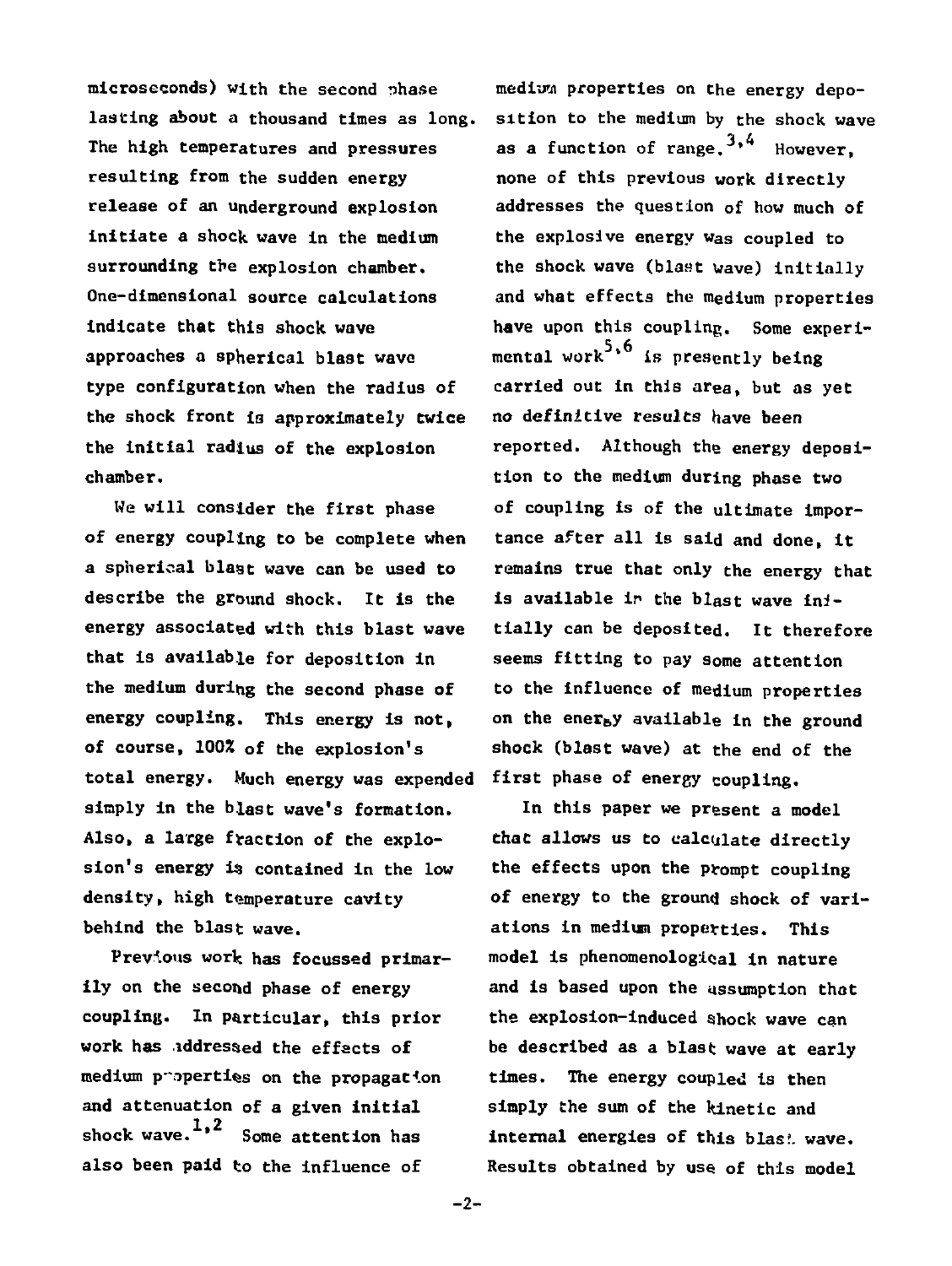microseconds) with the second phase lasting about a thousand times as long. The high temperatures and pressures resulting from the sudden energy release of an underground explosion initiate a shock wave in the medium surrounding the explosion chamber. One-dimensional source calculations indicate that this shock wave approaches a spherical blast wave type configuration when the radius of the shock front is approximately twice the initial radius of the explosion chamber.

We will consider the first phase of energy coupling to be complete when a spherical blast wave can be used to describe the ground shock. It is the energy associated with this blast wave that is available for deposition in the medium during the second phase of energy coupling. This energy is not, of course, 100% of the explosion's total energy. Much energy was expended simply in the blast wave's formation. Also, a large fraction of the explosion's energy is contained in the low density, high temperature cavity behind the blast wave.

Previous work has focussed primarily on the second phase of energy coupling. In particular, this prior work has addressed the effects of medium properties on the propagation and attenuation of a given initial shock wave.[1,2] Some attention has also been paid to the influence of medium properties on the energy deposition to the medium by the shock wave as a function of range.[3,4] However, none of this previous work directly addresses the question of how much of the explosive energy was coupled to the shock wave (blast wave) initially and what effects the medium properties have upon this coupling. Some experimental work[5,6] is presently being carried out in this area, but as yet no definitive results have been reported. Although the energy deposition to the medium during phase two of coupling is of the ultimate importance after all is said and done, it remains true that only the energy that is available in the blast wave initially can be deposited. It therefore seems fitting to pay some attention to the influence of medium properties on the energy available in the ground shock (blast wave) at the end of the first phase of energy coupling.

In this paper we present a model that allows us to calculate directly the effects upon the prompt coupling of energy to the ground shock of variations in medium properties. This model is phenomenological in nature and is based upon the assumption that the explosion-induced shock wave can be described as a blast wave at early times. The energy coupled is then simply the sum of the kinetic and internal energies of this blast wave. Results obtained by use of this model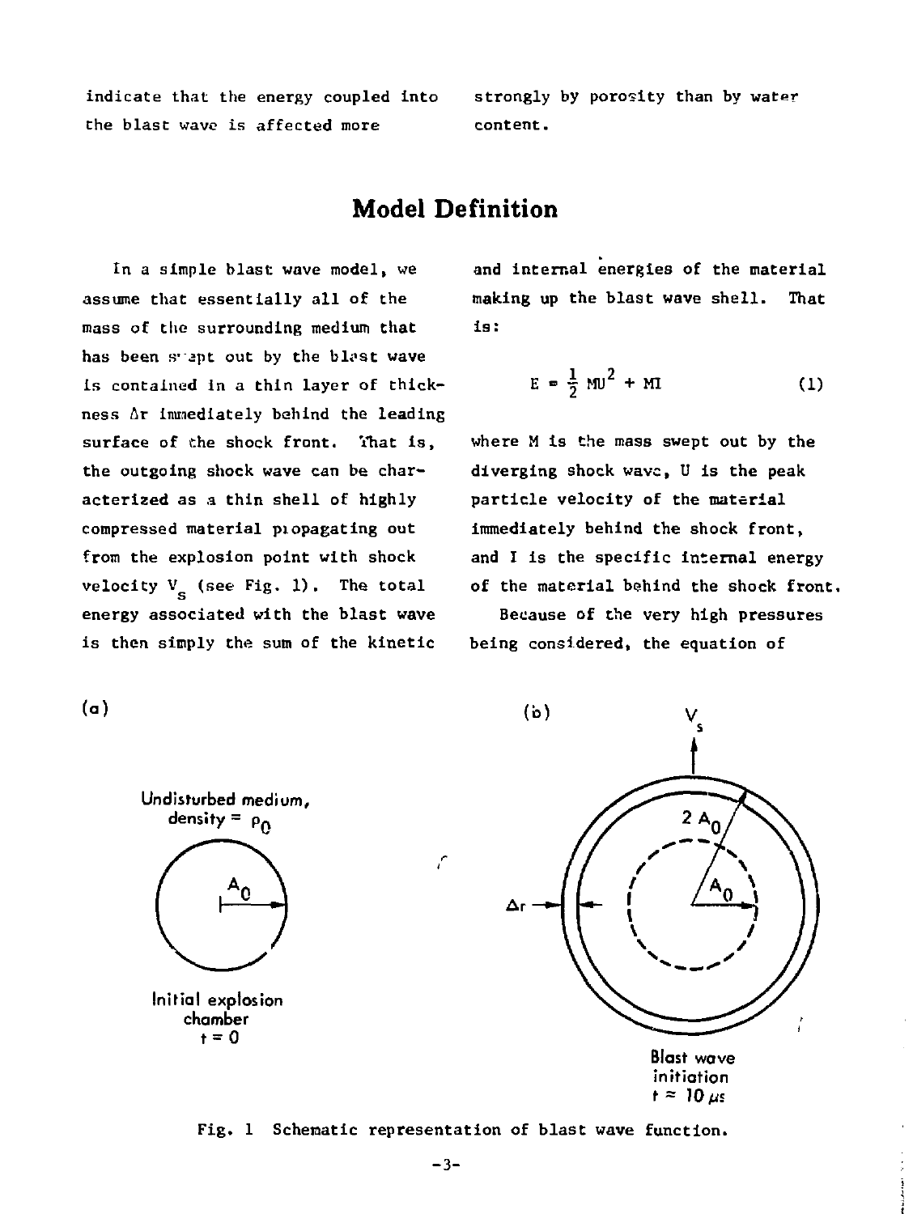indicate that the energy coupled into the blast wave is affected more strongly by porosity than by water content.

## Model Definition

In a simple blast wave model, we assume that essentially all of the mass of the surrounding medium that has been swept out by the blast wave is contained in a thin layer of thickness $\Delta r$ immediately behind the leading surface of the shock front. That is, the outgoing shock wave can be characterized as a thin shell of highly compressed material propagating out from the explosion point with shock velocity $V_s$ (see Fig. 1). The total energy associated with the blast wave is then simply the sum of the kinetic and internal energies of the material making up the blast wave shell. That is:

$$E = \frac{1}{2} MU^2 + MI \tag{1}$$

where M is the mass swept out by the diverging shock wave, U is the peak particle velocity of the material immediately behind the shock front, and I is the specific internal energy of the material behind the shock front.

Because of the very high pressures being considered, the equation of

Fig. 1 Schematic representation of blast wave function.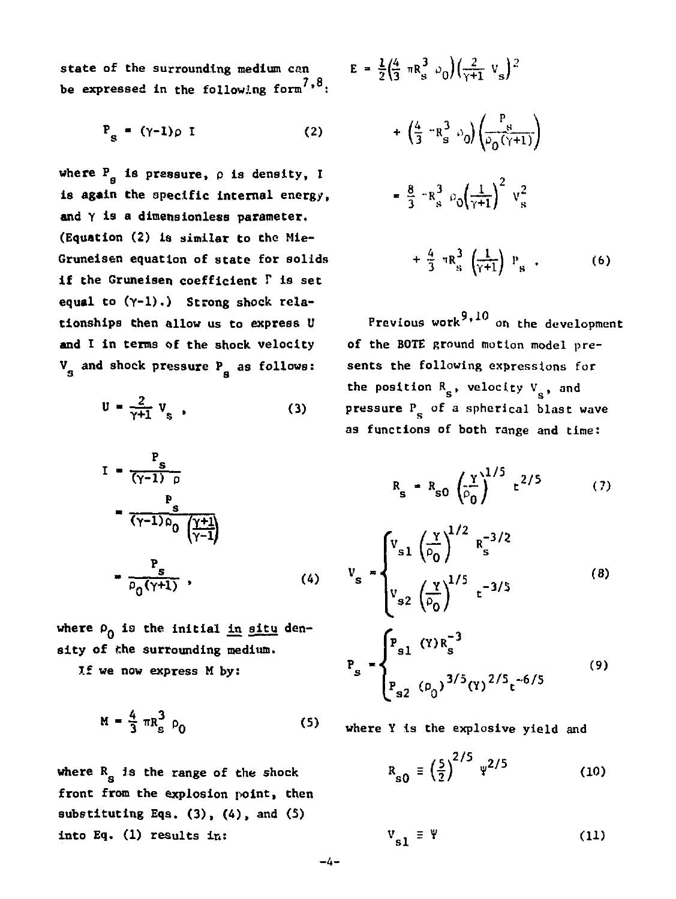state of the surrounding medium can be expressed in the following form[7,8]:

$$P_s = (\gamma-1)\rho\, I \qquad (2)$$

where $P_s$ is pressure, $\rho$ is density, $I$ is again the specific internal energy, and $\gamma$ is a dimensionless parameter. (Equation (2) is similar to the Mie-Gruneisen equation of state for solids if the Gruneisen coefficient $\Gamma$ is set equal to $(\gamma-1)$.) Strong shock relationships then allow us to express $U$ and $I$ in terms of the shock velocity $V_s$ and shock pressure $P_s$ as follows:

$$U = \frac{2}{\gamma+1} V_s \;, \qquad (3)$$

$$\begin{aligned} I &= \frac{P_s}{(\gamma-1)\,\rho} \\ &= \frac{P_s}{(\gamma-1)\rho_0\left(\frac{\gamma+1}{\gamma-1}\right)} \\ &= \frac{P_s}{\rho_0(\gamma+1)} \;, \end{aligned} \qquad (4)$$

where $\rho_0$ is the initial *in situ* density of the surrounding medium.

If we now express $M$ by:

$$M = \frac{4}{3}\pi R_s^3 \rho_0 \qquad (5)$$

where $R_s$ is the range of the shock front from the explosion point, then substituting Eqs. (3), (4), and (5) into Eq. (1) results in:

$$\begin{aligned} E &= \frac{1}{2}\left(\frac{4}{3}\pi R_s^3 \rho_0\right)\left(\frac{2}{\gamma+1} V_s\right)^2 \\ &\quad + \left(\frac{4}{3}\pi R_s^3 \rho_0\right)\left(\frac{P_s}{\rho_0(\gamma+1)}\right) \\ &= \frac{8}{3}\pi R_s^3 \rho_0\left(\frac{1}{\gamma+1}\right)^2 V_s^2 \\ &\quad + \frac{4}{3}\pi R_s^3 \left(\frac{1}{\gamma+1}\right) P_s \;. \end{aligned} \qquad (6)$$

Previous work[9,10] on the development of the BOTE ground motion model presents the following expressions for the position $R_s$, velocity $V_s$, and pressure $P_s$ of a spherical blast wave as functions of both range and time:

$$R_s = R_{s0}\left(\frac{Y}{\rho_0}\right)^{1/5} t^{2/5} \qquad (7)$$

$$V_s = \begin{cases} V_{s1}\left(\dfrac{Y}{\rho_0}\right)^{1/2} R_s^{-3/2} \\[2ex] V_{s2}\left(\dfrac{Y}{\rho_0}\right)^{1/5} t^{-3/5} \end{cases} \qquad (8)$$

$$P_s = \begin{cases} P_{s1}\,(Y) R_s^{-3} \\[1ex] P_{s2}\,(\rho_0)^{3/5}(Y)^{2/5} t^{-6/5} \end{cases} \qquad (9)$$

where $Y$ is the explosive yield and

$$R_{s0} \equiv \left(\frac{5}{2}\right)^{2/5} \Psi^{2/5} \qquad (10)$$

$$V_{s1} \equiv \Psi \qquad (11)$$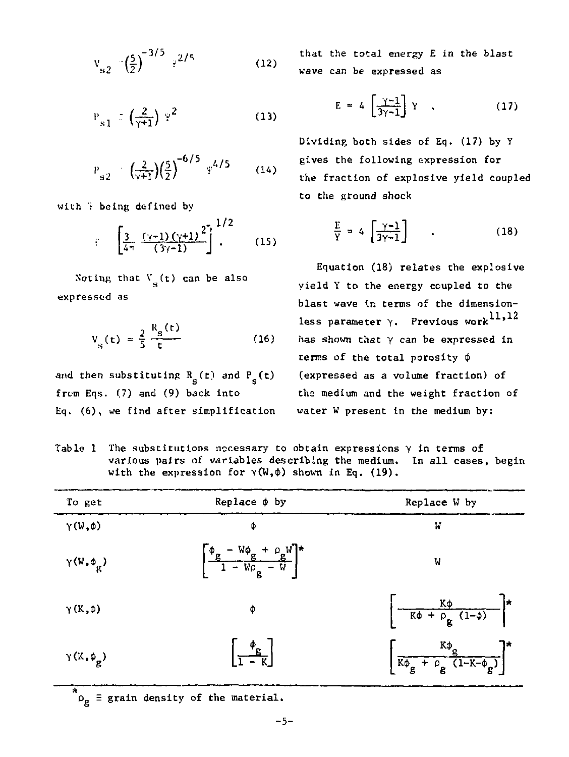$$V_{s2} = \left(\frac{5}{2}\right)^{-3/5} \xi^{2/5} \qquad (12)$$

$$P_{s1} = \left(\frac{2}{\gamma+1}\right) \xi^{2} \qquad (13)$$

$$P_{s2} = \left(\frac{2}{\gamma+1}\right)\left(\frac{5}{2}\right)^{-6/5} \xi^{4/5} \qquad (14)$$

with $\xi$ being defined by

$$\xi = \left[\frac{3}{4\pi} \frac{(\gamma-1)(\gamma+1)^{2}}{(3\gamma-1)}\right]^{1/2} . \qquad (15)$$

Noting that $V_s(t)$ can be also expressed as

$$V_s(t) = \frac{2}{5} \frac{R_s(t)}{t} \qquad (16)$$

and then substituting $R_s(t)$ and $P_s(t)$ from Eqs. (7) and (9) back into Eq. (6), we find after simplification that the total energy E in the blast wave can be expressed as

$$E = 4 \left[\frac{\gamma-1}{3\gamma-1}\right] Y \quad , \qquad (17)$$

Dividing both sides of Eq. (17) by Y gives the following expression for the fraction of explosive yield coupled to the ground shock

$$\frac{E}{Y} = 4 \left[\frac{\gamma-1}{3\gamma-1}\right] \quad . \qquad (18)$$

Equation (18) relates the explosive yield Y to the energy coupled to the blast wave in terms of the dimensionless parameter $\gamma$. Previous work[11,12] has shown that $\gamma$ can be expressed in terms of the total porosity $\phi$ (expressed as a volume fraction) of the medium and the weight fraction of water W present in the medium by:

Table 1 The substitutions necessary to obtain expressions $\gamma$ in terms of various pairs of variables describing the medium. In all cases, begin with the expression for $\gamma(W,\phi)$ shown in Eq. (19).

| To get | Replace $\phi$ by | Replace W by |
|---|---|---|
| $\gamma(W,\phi)$ | $\phi$ | $W$ |
| $\gamma(W,\phi_g)$ | $\left[\frac{\phi_g - W\phi_g + \rho_g W}{1 - W\rho_g - W}\right]$* | $W$ |
| $\gamma(K,\phi)$ | $\phi$ | $\left[\frac{K\phi}{K\phi + \rho_g (1-\phi)}\right]$* |
| $\gamma(K,\phi_g)$ | $\left[\frac{\phi_g}{1 - K}\right]$ | $\left[\frac{K\phi_g}{K\phi_g + \rho_g (1-K-\phi_g)}\right]$* |

*$\rho_g \equiv$ grain density of the material.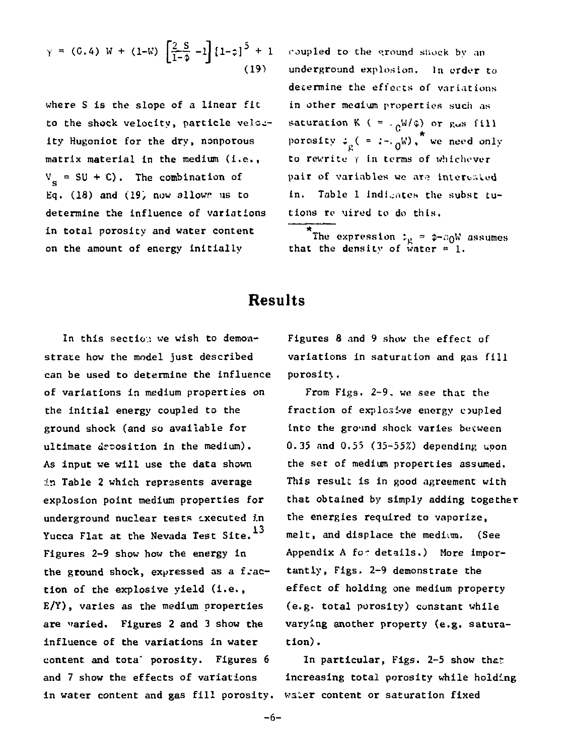$$\gamma = (0.4)\ W + (1-W)\left[\frac{2\ S}{1-\phi} - 1\right][1-\phi]^5 + 1 \quad (19)$$

where S is the slope of a linear fit to the shock velocity, particle velocity Hugoniot for the dry, nonporous matrix material in the medium (i.e., $V_s = SU + C$). The combination of Eq. (18) and (19) now allows us to determine the influence of variations in total porosity and water content on the amount of energy initially coupled to the ground shock by an underground explosion. In order to determine the effects of variations in other medium properties such as saturation K ( $= \rho_0 W/\phi$) or gas fill porosity $\phi_g$ ( $= \phi - \rho_0 W$),* we need only to rewrite $\gamma$ in terms of whichever pair of variables we are interested in. Table 1 indicates the substitutions required to do this.

*The expression $\phi_g = \phi - \rho_0 W$ assumes that the density of water = 1.

## Results

In this section we wish to demonstrate how the model just described can be used to determine the influence of variations in medium properties on the initial energy coupled to the ground shock (and so available for ultimate deposition in the medium). As input we will use the data shown in Table 2 which represents average explosion point medium properties for underground nuclear tests executed in Yucca Flat at the Nevada Test Site.[13] Figures 2-9 show how the energy in the ground shock, expressed as a fraction of the explosive yield (i.e., E/Y), varies as the medium properties are varied. Figures 2 and 3 show the influence of the variations in water content and total porosity. Figures 6 and 7 show the effects of variations in water content and gas fill porosity. Figures 8 and 9 show the effect of variations in saturation and gas fill porosity.

From Figs. 2-9, we see that the fraction of explosive energy coupled into the ground shock varies between 0.35 and 0.55 (35-55%) depending upon the set of medium properties assumed. This result is in good agreement with that obtained by simply adding together the energies required to vaporize, melt, and displace the medium. (See Appendix A for details.) More importantly, Figs. 2-9 demonstrate the effect of holding one medium property (e.g. total porosity) constant while varying another property (e.g. saturation).

In particular, Figs. 2-5 show that increasing total porosity while holding water content or saturation fixed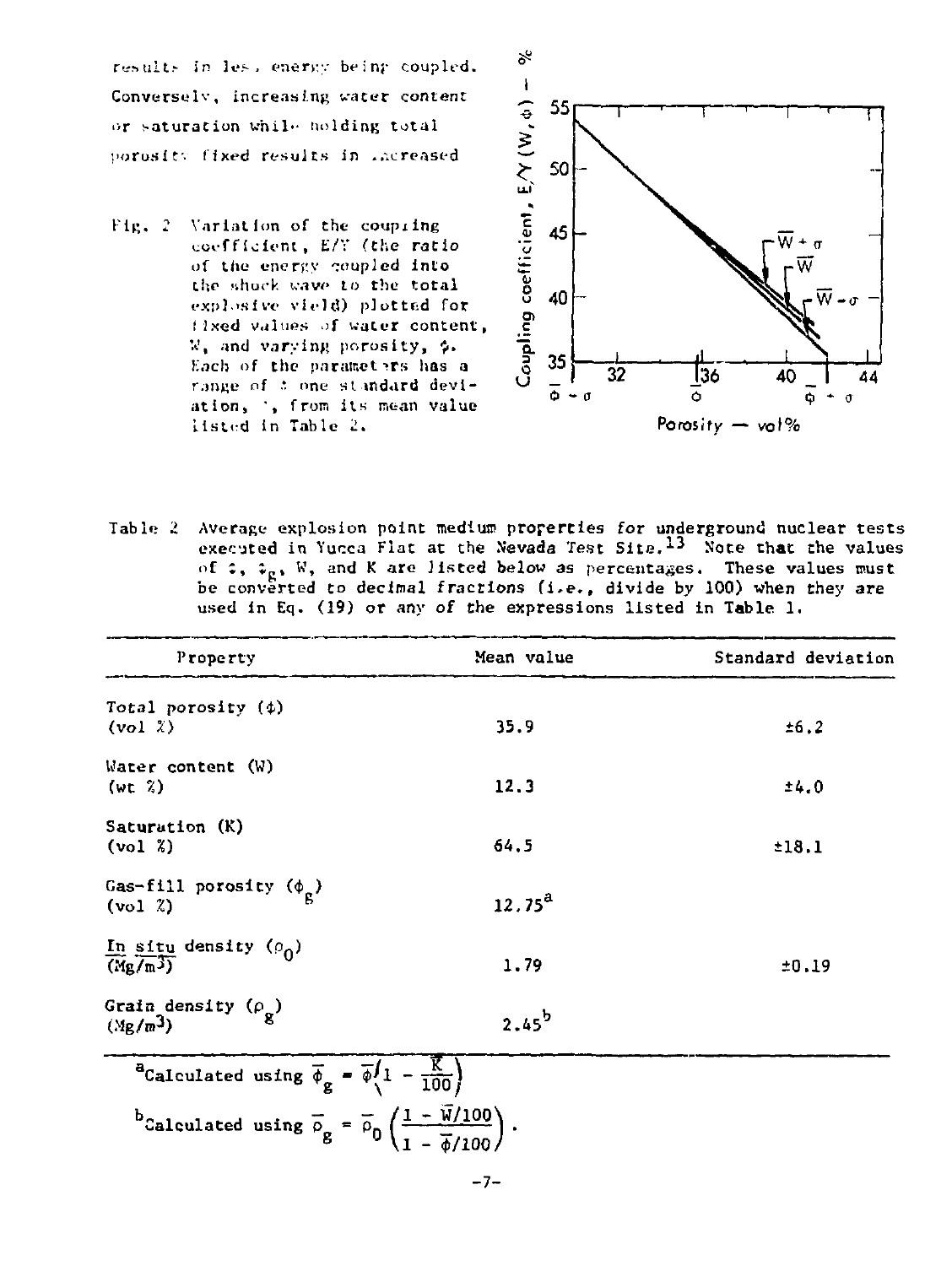results in less energy being coupled. Conversely, increasing water content or saturation while holding total porosity fixed results in increased

Fig. 2 Variation of the coupling coefficient, E/Y (the ratio of the energy coupled into the shock wave to the total explosive yield) plotted for fixed values of water content, W, and varying porosity, $\phi$. Each of the parameters has a range of $\pm$ one standard deviation, $\sigma$, from its mean value listed in Table 2.

Table 2 Average explosion point medium properties for underground nuclear tests executed in Yucca Flat at the Nevada Test Site.[13] Note that the values of $\phi$, $\phi_g$, W, and K are listed below as percentages. These values must be converted to decimal fractions (i.e., divide by 100) when they are used in Eq. (19) or any of the expressions listed in Table 1.

| Property | Mean value | Standard deviation |
|---|---|---|
| Total porosity ($\phi$) (vol %) | 35.9 | ±6.2 |
| Water content (W) (wt %) | 12.3 | ±4.0 |
| Saturation (K) (vol %) | 64.5 | ±18.1 |
| Gas-fill porosity ($\phi_g$) (vol %) | 12.75[a] | |
| *In situ* density ($\rho_0$) (Mg/m³) | 1.79 | ±0.19 |
| Grain density ($\rho_g$) (Mg/m³) | 2.45[b] | |

[a]Calculated using $\bar{\phi}_g = \bar{\phi}\left(1 - \frac{\bar{K}}{100}\right)$

[b]Calculated using $\bar{\rho}_g = \bar{\rho}_0\left(\frac{1 - \bar{W}/100}{1 - \bar{\phi}/100}\right)$.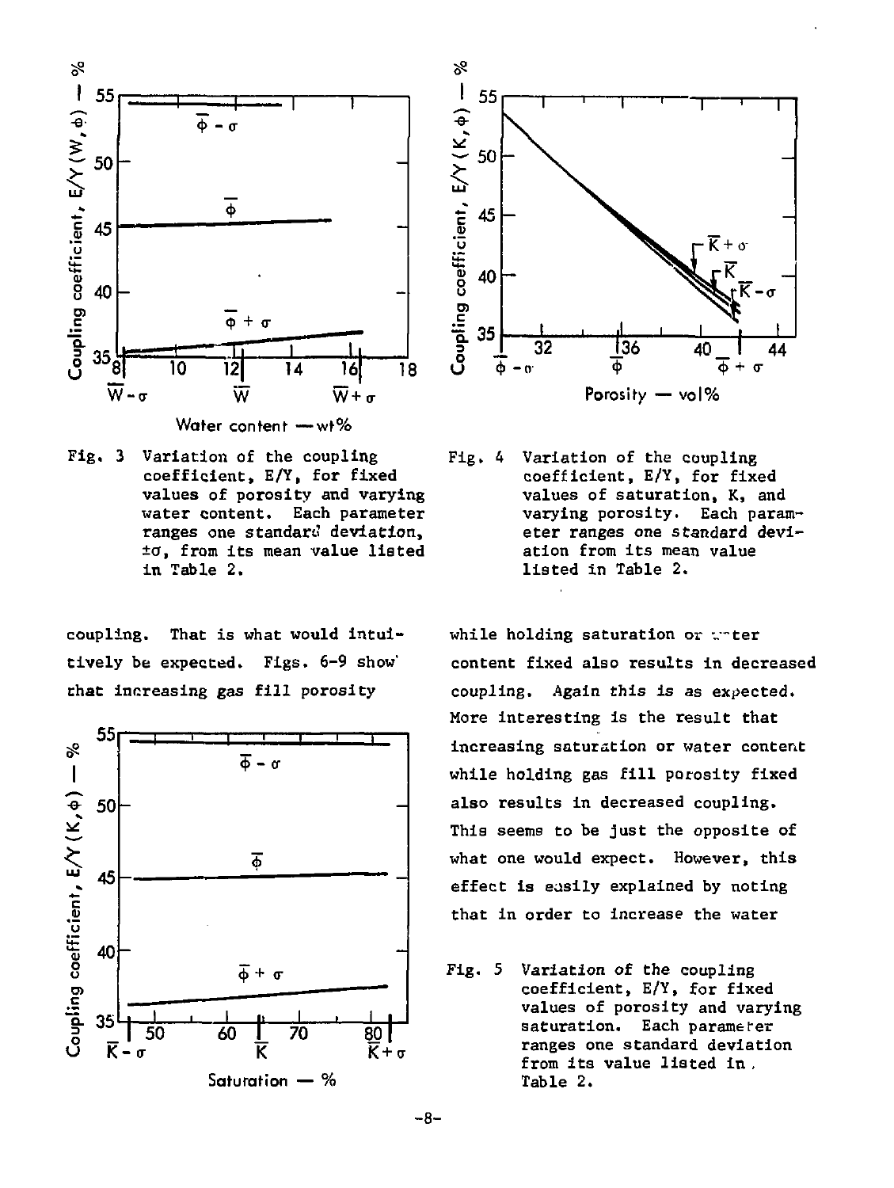Fig. 3 Variation of the coupling coefficient, E/Y, for fixed values of porosity and varying water content. Each parameter ranges one standard deviation, $\pm\sigma$, from its mean value listed in Table 2.

Fig. 4 Variation of the coupling coefficient, E/Y, for fixed values of saturation, K, and varying porosity. Each parameter ranges one standard deviation from its mean value listed in Table 2.

coupling. That is what would intuitively be expected. Figs. 6-9 show that increasing gas fill porosity while holding saturation or water content fixed also results in decreased coupling. Again this is as expected. More interesting is the result that increasing saturation or water content while holding gas fill porosity fixed also results in decreased coupling. This seems to be just the opposite of what one would expect. However, this effect is easily explained by noting that in order to increase the water

Fig. 5 Variation of the coupling coefficient, E/Y, for fixed values of porosity and varying saturation. Each parameter ranges one standard deviation from its value listed in Table 2.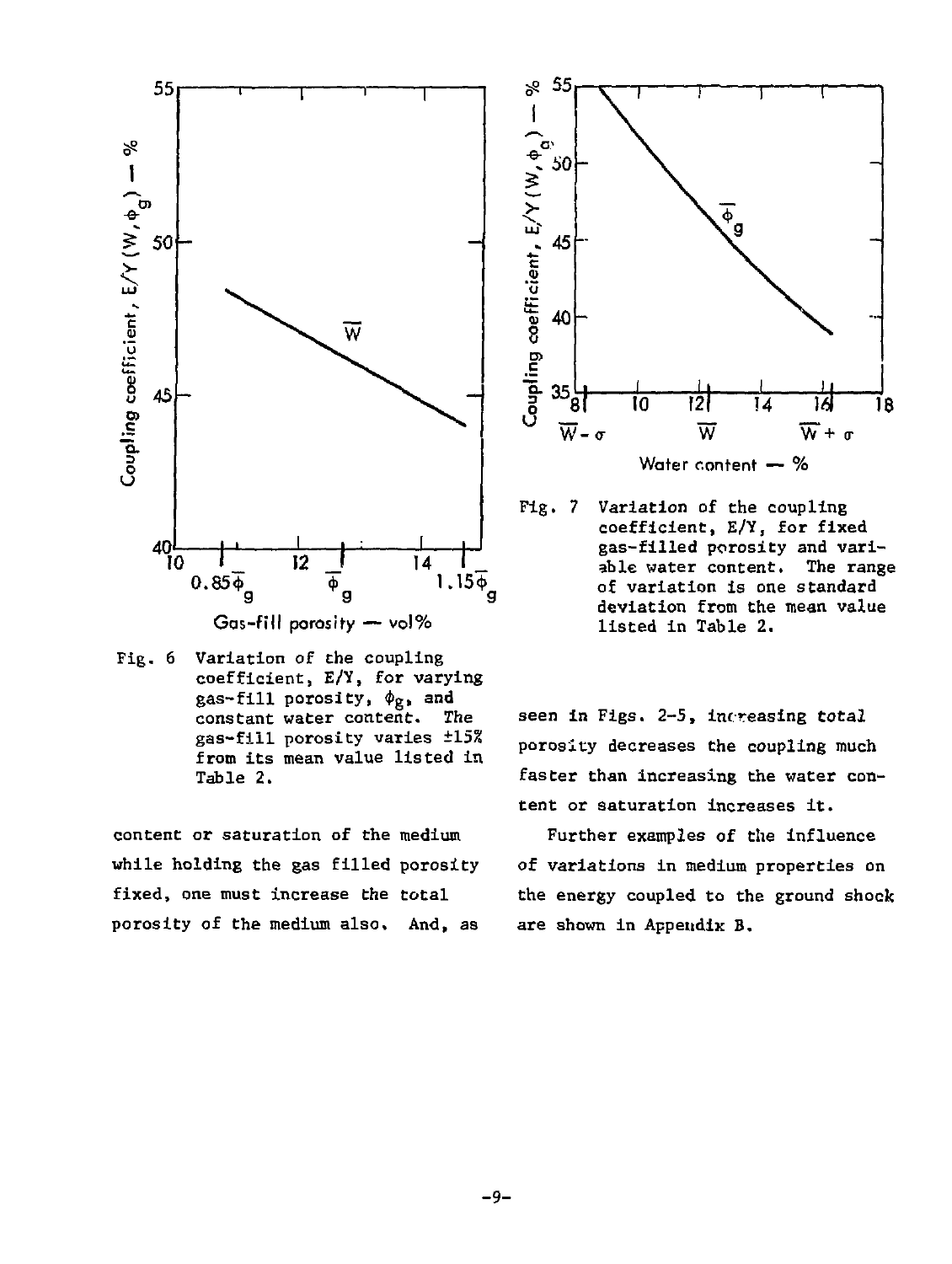Fig. 6 Variation of the coupling coefficient, E/Y, for varying gas-fill porosity, $\phi_g$, and constant water content. The gas-fill porosity varies ±15% from its mean value listed in Table 2.

Fig. 7 Variation of the coupling coefficient, E/Y, for fixed gas-filled porosity and variable water content. The range of variation is one standard deviation from the mean value listed in Table 2.

content or saturation of the medium while holding the gas filled porosity fixed, one must increase the total porosity of the medium also. And, as seen in Figs. 2-5, increasing *total* porosity decreases the coupling much faster than increasing the water content or saturation increases it.

Further examples of the influence of variations in medium properties on the energy coupled to the ground shock are shown in Appendix B.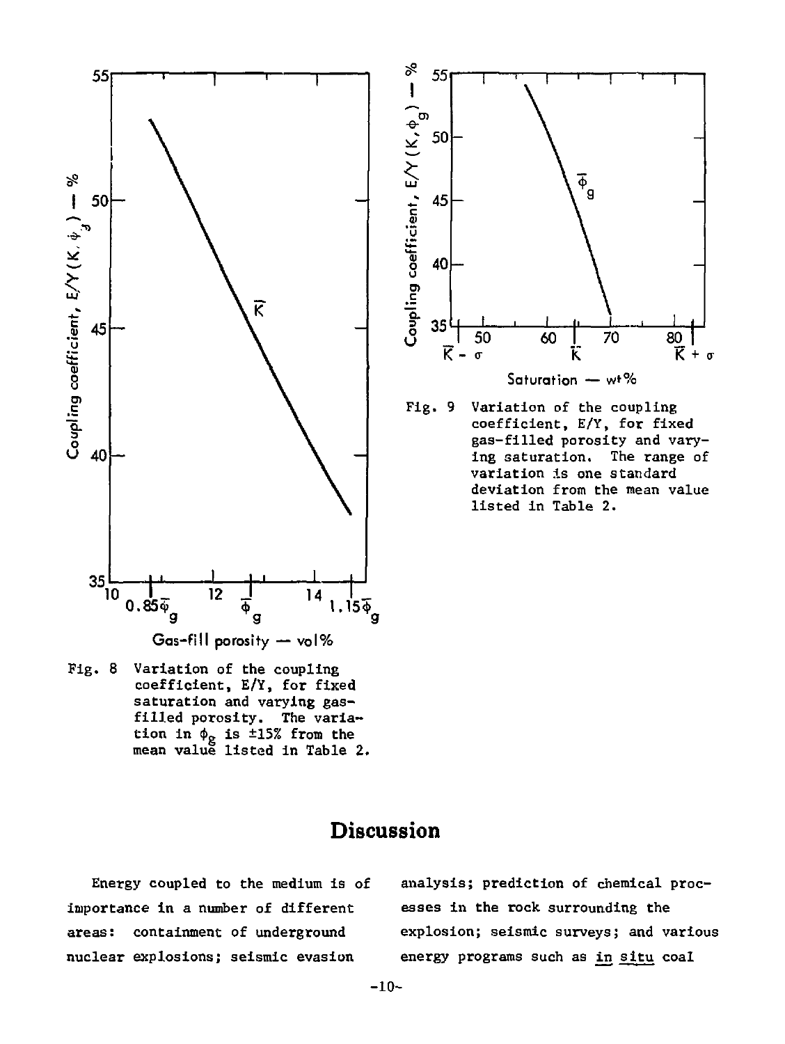Fig. 8 Variation of the coupling coefficient, E/Y, for fixed saturation and varying gas-filled porosity. The variation in $\phi_g$ is ±15% from the mean value listed in Table 2.

Fig. 9 Variation of the coupling coefficient, E/Y, for fixed gas-filled porosity and varying saturation. The range of variation is one standard deviation from the mean value listed in Table 2.

# Discussion

Energy coupled to the medium is of importance in a number of different areas: containment of underground nuclear explosions; seismic evasion analysis; prediction of chemical processes in the rock surrounding the explosion; seismic surveys; and various energy programs such as *in situ* coal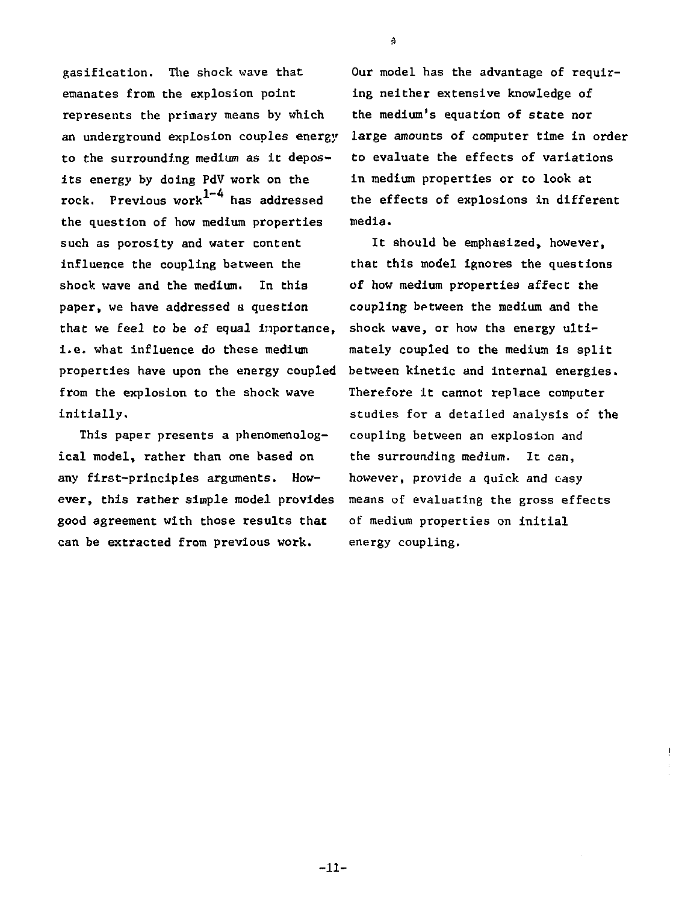gasification. The shock wave that emanates from the explosion point represents the primary means by which an underground explosion couples energy to the surrounding medium as it deposits energy by doing PdV work on the rock. Previous work[1-4] has addressed the question of how medium properties such as porosity and water content influence the coupling between the shock wave and the medium. In this paper, we have addressed a question that we feel to be of equal importance, i.e. what influence do these medium properties have upon the energy coupled from the explosion to the shock wave initially.

This paper presents a phenomenological model, rather than one based on any first-principles arguments. However, this rather simple model provides good agreement with those results that can be extracted from previous work. Our model has the advantage of requiring neither extensive knowledge of the medium's equation of state nor large amounts of computer time in order to evaluate the effects of variations in medium properties or to look at the effects of explosions in different media.

It should be emphasized, however, that this model ignores the questions of how medium properties affect the coupling between the medium and the shock wave, or how the energy ultimately coupled to the medium is split between kinetic and internal energies. Therefore it cannot replace computer studies for a detailed analysis of the coupling between an explosion and the surrounding medium. It can, however, provide a quick and easy means of evaluating the gross effects of medium properties on initial energy coupling.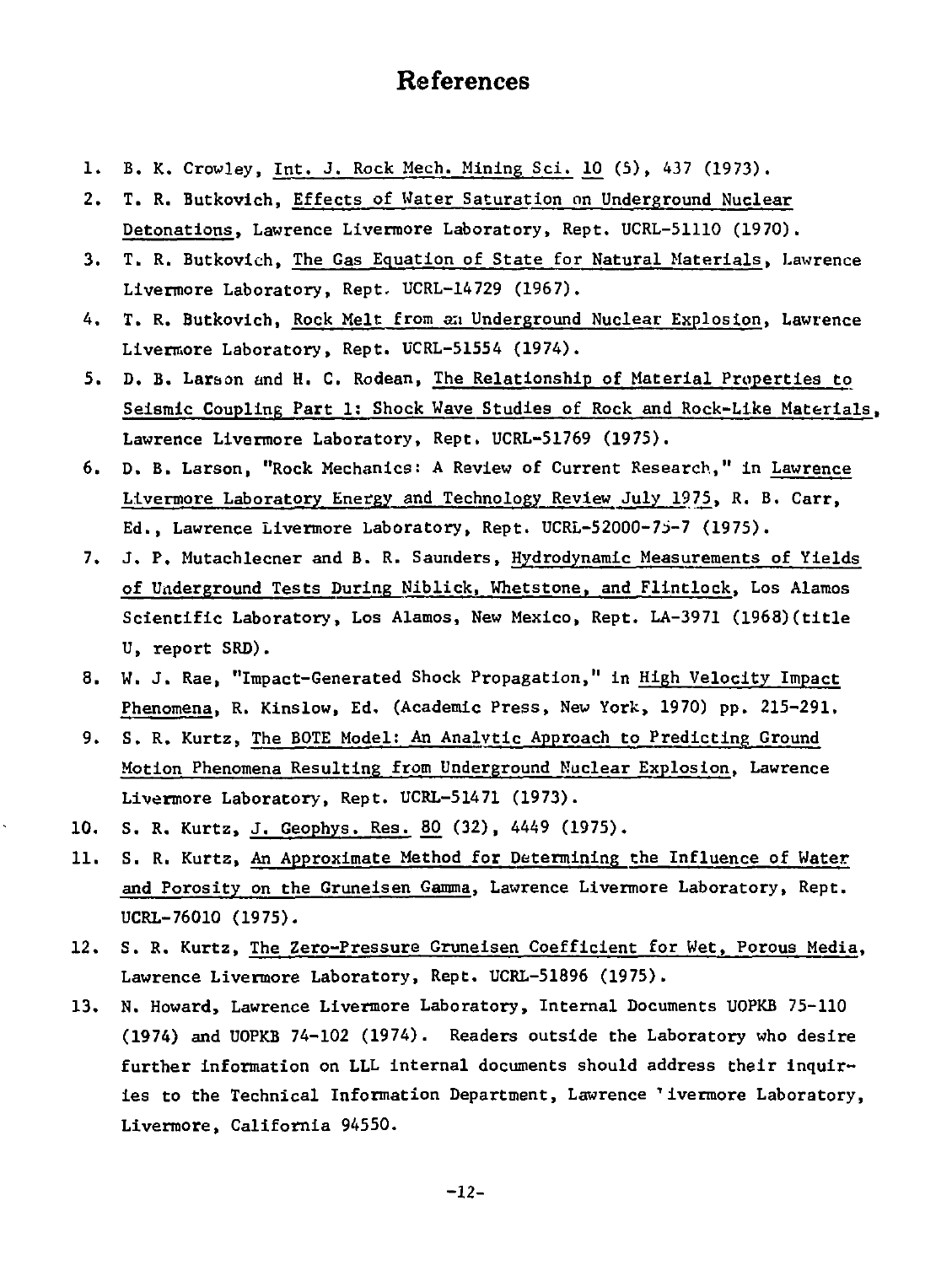# References

1. B. K. Crowley, Int. J. Rock Mech. Mining Sci. 10 (5), 437 (1973).
2. T. R. Butkovich, Effects of Water Saturation on Underground Nuclear Detonations, Lawrence Livermore Laboratory, Rept. UCRL-51110 (1970).
3. T. R. Butkovich, The Gas Equation of State for Natural Materials, Lawrence Livermore Laboratory, Rept. UCRL-14729 (1967).
4. T. R. Butkovich, Rock Melt from an Underground Nuclear Explosion, Lawrence Livermore Laboratory, Rept. UCRL-51554 (1974).
5. D. B. Larson and H. C. Rodean, The Relationship of Material Properties to Seismic Coupling Part 1: Shock Wave Studies of Rock and Rock-Like Materials, Lawrence Livermore Laboratory, Rept. UCRL-51769 (1975).
6. D. B. Larson, "Rock Mechanics: A Review of Current Research," in Lawrence Livermore Laboratory Energy and Technology Review July 1975, R. B. Carr, Ed., Lawrence Livermore Laboratory, Rept. UCRL-52000-75-7 (1975).
7. J. P. Mutachlecner and B. R. Saunders, Hydrodynamic Measurements of Yields of Underground Tests During Niblick, Whetstone, and Flintlock, Los Alamos Scientific Laboratory, Los Alamos, New Mexico, Rept. LA-3971 (1968)(title U, report SRD).
8. W. J. Rae, "Impact-Generated Shock Propagation," in High Velocity Impact Phenomena, R. Kinslow, Ed. (Academic Press, New York, 1970) pp. 215-291.
9. S. R. Kurtz, The BOTE Model: An Analytic Approach to Predicting Ground Motion Phenomena Resulting from Underground Nuclear Explosion, Lawrence Livermore Laboratory, Rept. UCRL-51471 (1973).
10. S. R. Kurtz, J. Geophys. Res. 80 (32), 4449 (1975).
11. S. R. Kurtz, An Approximate Method for Determining the Influence of Water and Porosity on the Gruneisen Gamma, Lawrence Livermore Laboratory, Rept. UCRL-76010 (1975).
12. S. R. Kurtz, The Zero-Pressure Gruneisen Coefficient for Wet, Porous Media, Lawrence Livermore Laboratory, Rept. UCRL-51896 (1975).
13. N. Howard, Lawrence Livermore Laboratory, Internal Documents UOPKB 75-110 (1974) and UOPKB 74-102 (1974). Readers outside the Laboratory who desire further information on LLL internal documents should address their inquiries to the Technical Information Department, Lawrence Livermore Laboratory, Livermore, California 94550.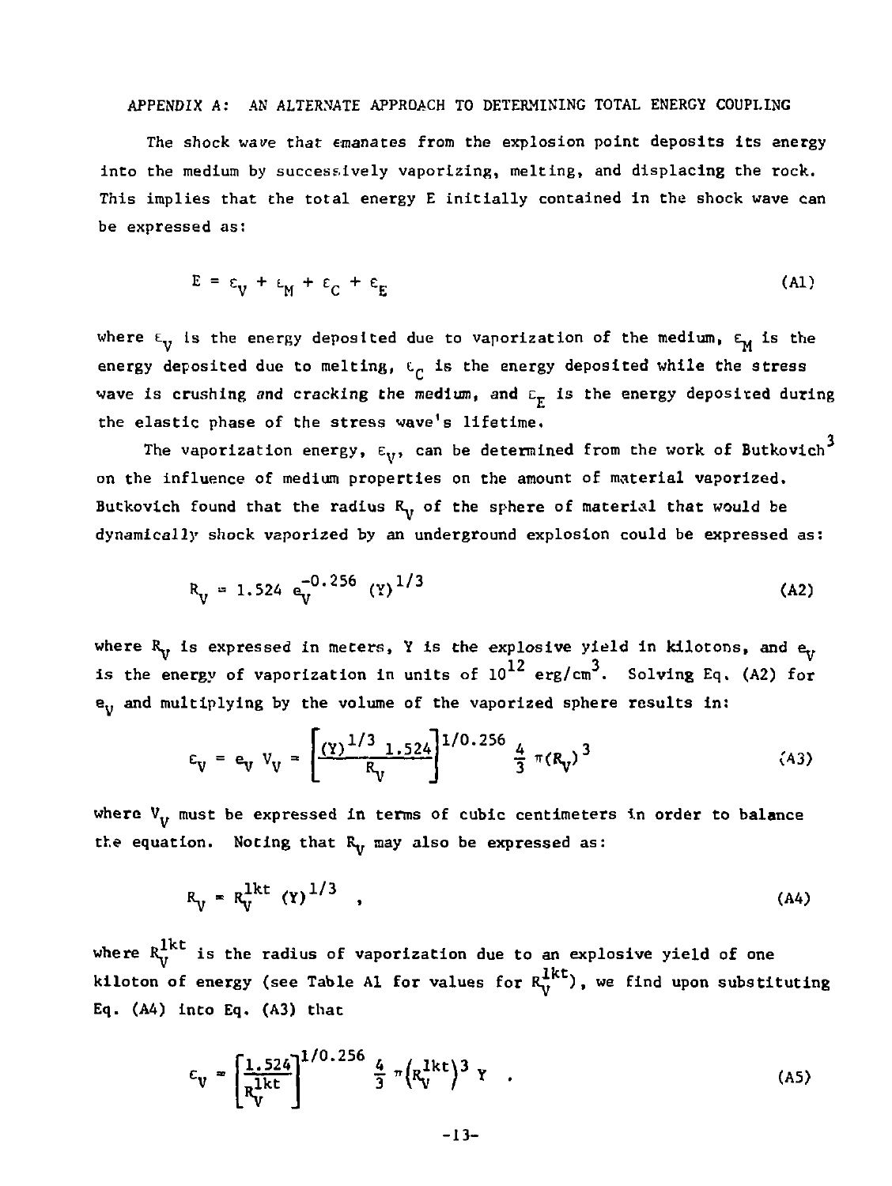## APPENDIX A: AN ALTERNATE APPROACH TO DETERMINING TOTAL ENERGY COUPLING

The shock wave that emanates from the explosion point deposits its energy into the medium by successively vaporizing, melting, and displacing the rock. This implies that the total energy E initially contained in the shock wave can be expressed as:

$$E = \varepsilon_V + \varepsilon_M + \varepsilon_C + \varepsilon_E \tag{A1}$$

where $\varepsilon_V$ is the energy deposited due to vaporization of the medium, $\varepsilon_M$ is the energy deposited due to melting, $\varepsilon_C$ is the energy deposited while the stress wave is crushing and cracking the medium, and $\varepsilon_E$ is the energy deposited during the elastic phase of the stress wave's lifetime.

The vaporization energy, $\varepsilon_V$, can be determined from the work of Butkovich[3] on the influence of medium properties on the amount of material vaporized. Butkovich found that the radius $R_V$ of the sphere of material that would be dynamically shock vaporized by an underground explosion could be expressed as:

$$R_V = 1.524 \; e_V^{-0.256} \; (Y)^{1/3} \tag{A2}$$

where $R_V$ is expressed in meters, Y is the explosive yield in kilotons, and $e_V$ is the energy of vaporization in units of $10^{12}$ erg/cm$^3$. Solving Eq. (A2) for $e_V$ and multiplying by the volume of the vaporized sphere results in:

$$\varepsilon_V = e_V \, V_V = \left[\frac{(Y)^{1/3} \; 1.524}{R_V}\right]^{1/0.256} \frac{4}{3} \pi (R_V)^3 \tag{A3}$$

where $V_V$ must be expressed in terms of cubic centimeters in order to balance the equation. Noting that $R_V$ may also be expressed as:

$$R_V = R_V^{1kt} \; (Y)^{1/3} \quad , \tag{A4}$$

where $R_V^{1kt}$ is the radius of vaporization due to an explosive yield of one kiloton of energy (see Table A1 for values for $R_V^{1kt}$), we find upon substituting Eq. (A4) into Eq. (A3) that

$$\varepsilon_V = \left[\frac{1.524}{R_V^{1kt}}\right]^{1/0.256} \frac{4}{3} \pi \left(R_V^{1kt}\right)^3 Y \quad . \tag{A5}$$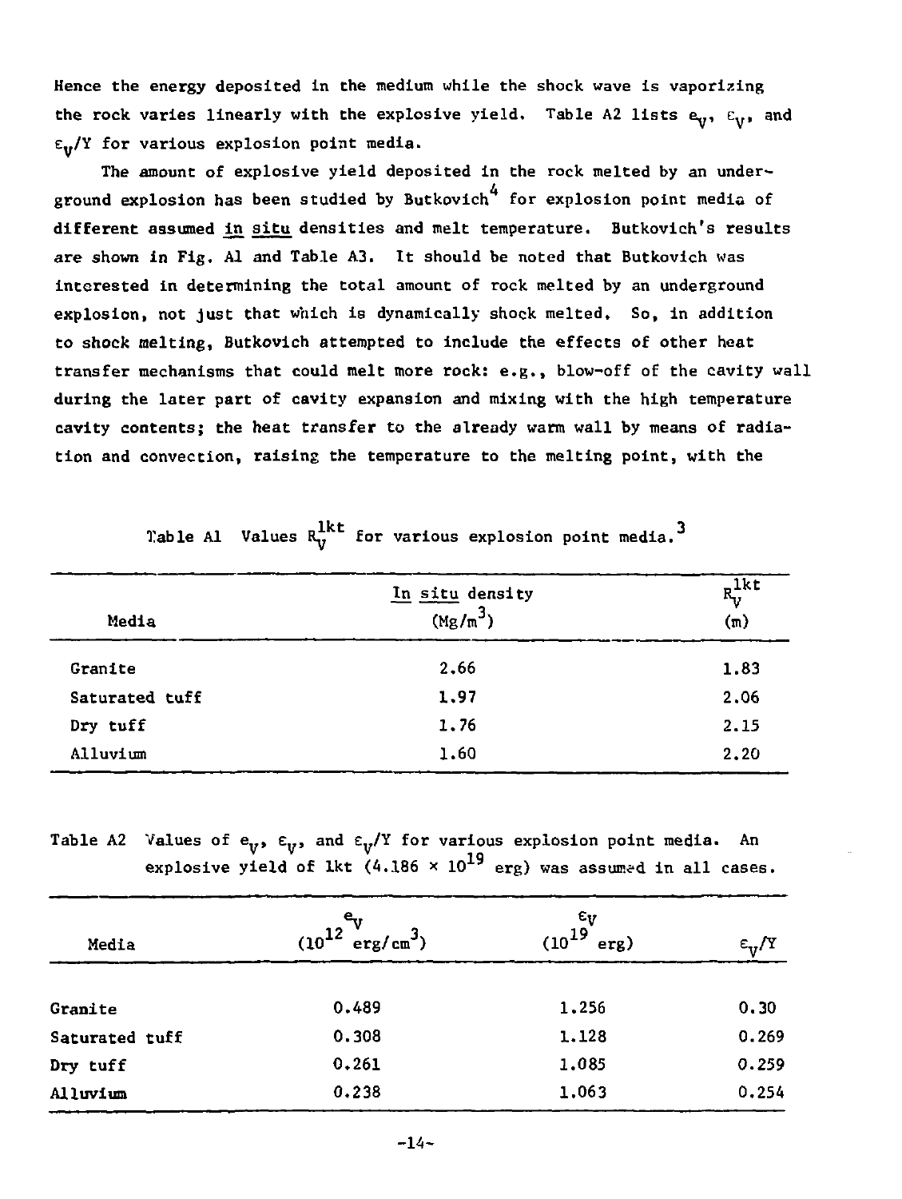Hence the energy deposited in the medium while the shock wave is vaporizing the rock varies linearly with the explosive yield. Table A2 lists $e_V$, $\varepsilon_V$, and $\varepsilon_V/Y$ for various explosion point media.

The amount of explosive yield deposited in the rock melted by an underground explosion has been studied by Butkovich[4] for explosion point media of different assumed in situ densities and melt temperature. Butkovich's results are shown in Fig. A1 and Table A3. It should be noted that Butkovich was interested in determining the total amount of rock melted by an underground explosion, not just that which is dynamically shock melted. So, in addition to shock melting, Butkovich attempted to include the effects of other heat transfer mechanisms that could melt more rock: e.g., blow-off of the cavity wall during the later part of cavity expansion and mixing with the high temperature cavity contents; the heat transfer to the already warm wall by means of radiation and convection, raising the temperature to the melting point, with the

Table A1 Values $R_V^{1kt}$ for various explosion point media.[3]

| Media | In situ density ($Mg/m^3$) | $R_V^{1kt}$ (m) |
|---|---|---|
| Granite | 2.66 | 1.83 |
| Saturated tuff | 1.97 | 2.06 |
| Dry tuff | 1.76 | 2.15 |
| Alluvium | 1.60 | 2.20 |

Table A2 Values of $e_V$, $\varepsilon_V$, and $\varepsilon_V/Y$ for various explosion point media. An explosive yield of 1kt ($4.186 \times 10^{19}$ erg) was assumed in all cases.

| Media | $e_V$ ($10^{12}$ erg/cm$^3$) | $\varepsilon_V$ ($10^{19}$ erg) | $\varepsilon_V/Y$ |
|---|---|---|---|
| Granite | 0.489 | 1.256 | 0.30 |
| Saturated tuff | 0.308 | 1.128 | 0.269 |
| Dry tuff | 0.261 | 1.085 | 0.259 |
| Alluvium | 0.238 | 1.063 | 0.254 |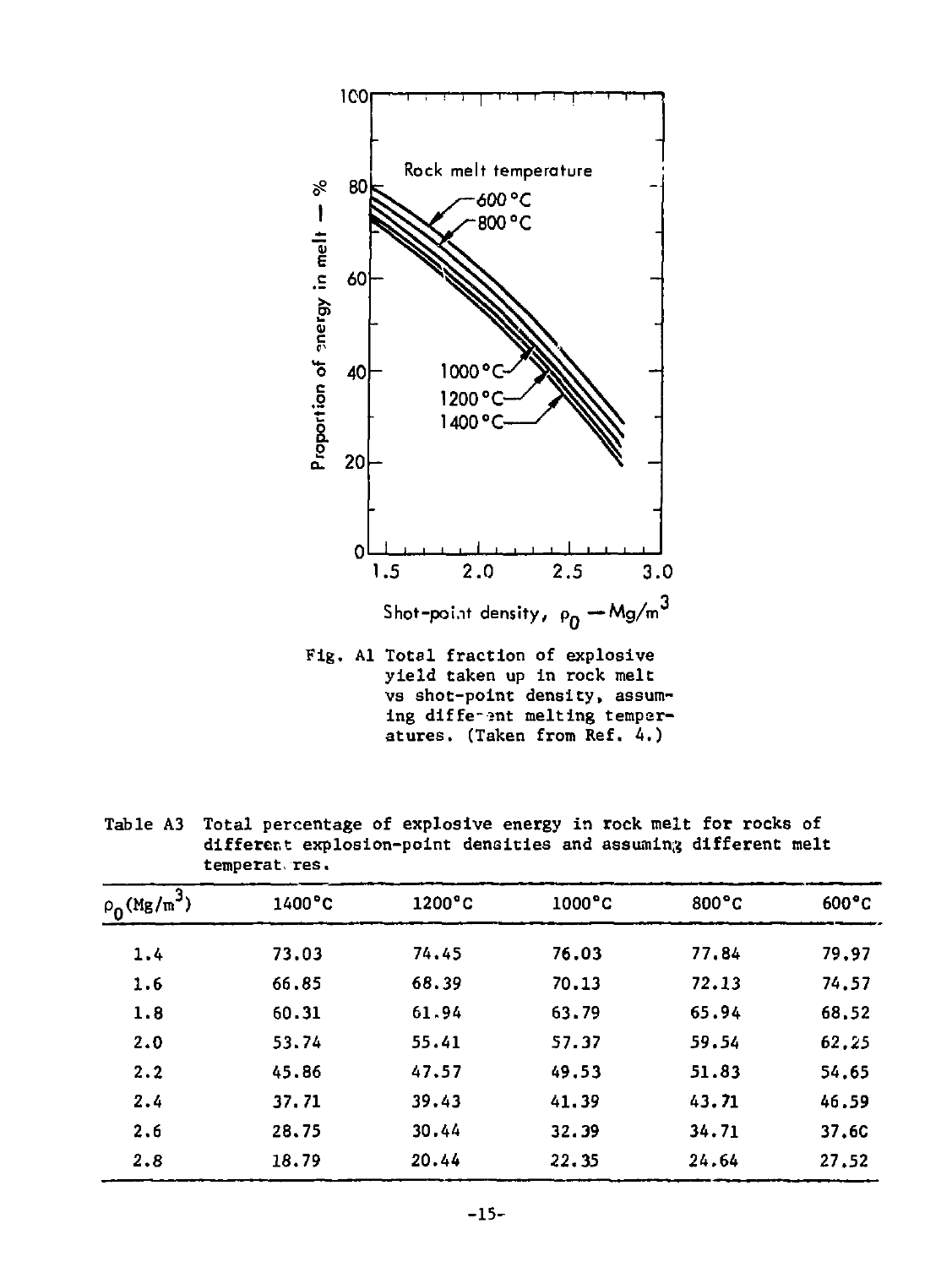Fig. A1 Total fraction of explosive yield taken up in rock melt vs shot-point density, assuming different melting temperatures. (Taken from Ref. 4.)

Table A3 Total percentage of explosive energy in rock melt for rocks of different explosion-point densities and assuming different melt temperatures.

| $\rho_0$(Mg/m$^3$) | 1400°C | 1200°C | 1000°C | 800°C | 600°C |
|---|---|---|---|---|---|
| 1.4 | 73.03 | 74.45 | 76.03 | 77.84 | 79.97 |
| 1.6 | 66.85 | 68.39 | 70.13 | 72.13 | 74.57 |
| 1.8 | 60.31 | 61.94 | 63.79 | 65.94 | 68.52 |
| 2.0 | 53.74 | 55.41 | 57.37 | 59.54 | 62.25 |
| 2.2 | 45.86 | 47.57 | 49.53 | 51.83 | 54.65 |
| 2.4 | 37.71 | 39.43 | 41.39 | 43.71 | 46.59 |
| 2.6 | 28.75 | 30.44 | 32.39 | 34.71 | 37.60 |
| 2.8 | 18.79 | 20.44 | 22.35 | 24.64 | 27.52 |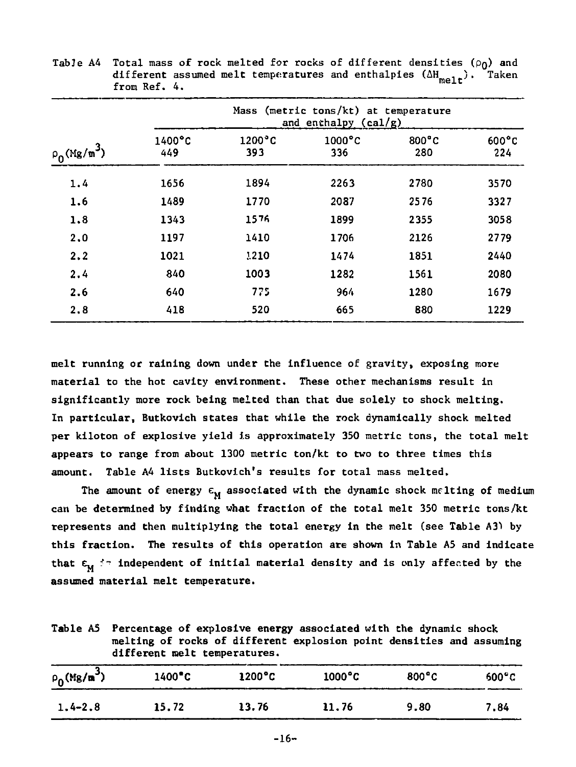Table A4 Total mass of rock melted for rocks of different densities ($\rho_0$) and different assumed melt temperatures and enthalpies ($\Delta H_{melt}$). Taken from Ref. 4.

| | Mass (metric tons/kt) at temperature and enthalpy (cal/g) | | | | |
|---|---|---|---|---|---|
| $\rho_0$(Mg/m$^3$) | 1400°C 449 | 1200°C 393 | 1000°C 336 | 800°C 280 | 600°C 224 |
| 1.4 | 1656 | 1894 | 2263 | 2780 | 3570 |
| 1.6 | 1489 | 1770 | 2087 | 2576 | 3327 |
| 1.8 | 1343 | 1576 | 1899 | 2355 | 3058 |
| 2.0 | 1197 | 1410 | 1706 | 2126 | 2779 |
| 2.2 | 1021 | 1210 | 1474 | 1851 | 2440 |
| 2.4 | 840 | 1003 | 1282 | 1561 | 2080 |
| 2.6 | 640 | 775 | 964 | 1280 | 1679 |
| 2.8 | 418 | 520 | 665 | 880 | 1229 |

melt running or raining down under the influence of gravity, exposing more material to the hot cavity environment. These other mechanisms result in significantly more rock being melted than that due solely to shock melting. In particular, Butkovich states that while the rock dynamically shock melted per kiloton of explosive yield is approximately 350 metric tons, the total melt appears to range from about 1300 metric ton/kt to two to three times this amount. Table A4 lists Butkovich's results for total mass melted.

The amount of energy $\epsilon_M$ associated with the dynamic shock melting of medium can be determined by finding what fraction of the total melt 350 metric tons/kt represents and then multiplying the total energy in the melt (see Table A3) by this fraction. The results of this operation are shown in Table A5 and indicate that $\epsilon_M$ is independent of initial material density and is only affected by the assumed material melt temperature.

Table A5 Percentage of explosive energy associated with the dynamic shock melting of rocks of different explosion point densities and assuming different melt temperatures.

| $\rho_0$(Mg/m$^3$) | 1400°C | 1200°C | 1000°C | 800°C | 600°C |
|---|---|---|---|---|---|
| 1.4-2.8 | 15.72 | 13.76 | 11.76 | 9.80 | 7.84 |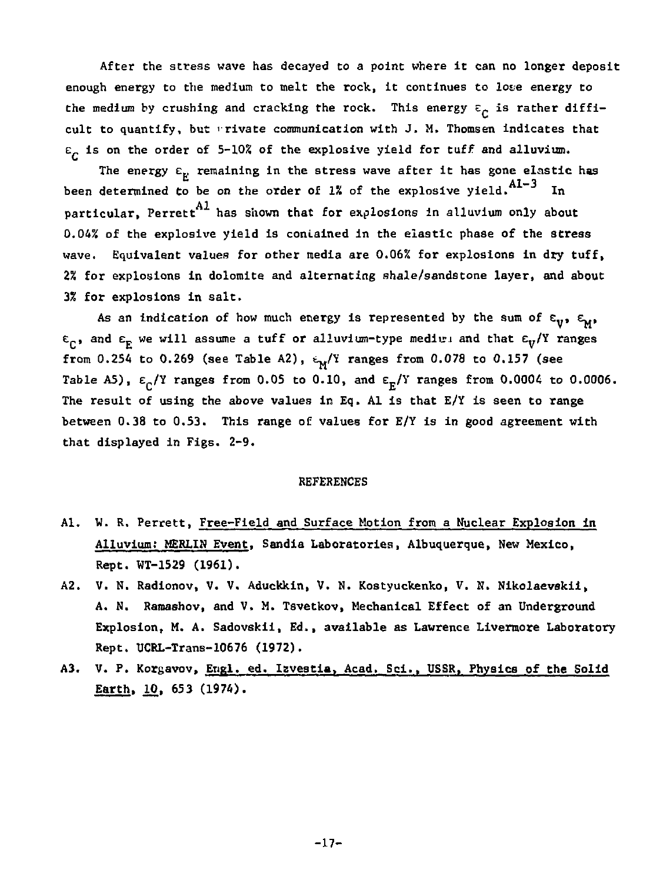After the stress wave has decayed to a point where it can no longer deposit enough energy to the medium to melt the rock, it continues to lose energy to the medium by crushing and cracking the rock. This energy $\varepsilon_C$ is rather difficult to quantify, but private communication with J. M. Thomsen indicates that $\varepsilon_C$ is on the order of 5-10% of the explosive yield for tuff and alluvium.

The energy $\varepsilon_E$ remaining in the stress wave after it has gone elastic has been determined to be on the order of 1% of the explosive yield.[A1-3] In particular, Perrett[A1] has shown that for explosions in alluvium only about 0.04% of the explosive yield is contained in the elastic phase of the stress wave. Equivalent values for other media are 0.06% for explosions in dry tuff, 2% for explosions in dolomite and alternating shale/sandstone layer, and about 3% for explosions in salt.

As an indication of how much energy is represented by the sum of $\varepsilon_V$, $\varepsilon_M$, $\varepsilon_C$, and $\varepsilon_E$ we will assume a tuff or alluvium-type medium and that $\varepsilon_V/Y$ ranges from 0.254 to 0.269 (see Table A2), $\varepsilon_M/Y$ ranges from 0.078 to 0.157 (see Table A5), $\varepsilon_C/Y$ ranges from 0.05 to 0.10, and $\varepsilon_E/Y$ ranges from 0.0004 to 0.0006. The result of using the above values in Eq. A1 is that E/Y is seen to range between 0.38 to 0.53. This range of values for E/Y is in good agreement with that displayed in Figs. 2-9.

## REFERENCES

A1. W. R. Perrett, Free-Field and Surface Motion from a Nuclear Explosion in Alluvium: MERLIN Event, Sandia Laboratories, Albuquerque, New Mexico, Rept. WT-1529 (1961).

A2. V. N. Radionov, V. V. Aduckkin, V. N. Kostyuckenko, V. N. Nikolaevskii, A. N. Ramashov, and V. M. Tsvetkov, Mechanical Effect of an Underground Explosion, M. A. Sadovskii, Ed., available as Lawrence Livermore Laboratory Rept. UCRL-Trans-10676 (1972).

A3. V. P. Korgavov, Engl. ed. Izvestia, Acad. Sci., USSR, Physics of the Solid Earth, 10, 653 (1974).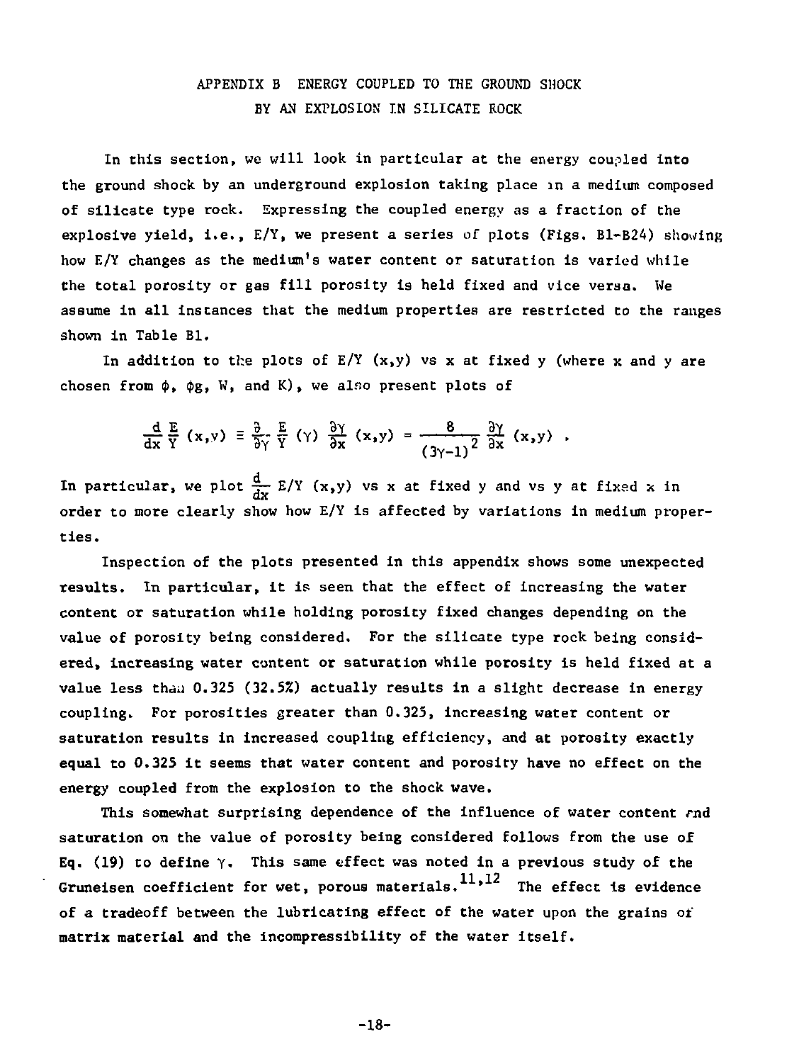## APPENDIX B ENERGY COUPLED TO THE GROUND SHOCK BY AN EXPLOSION IN SILICATE ROCK

In this section, we will look in particular at the energy coupled into the ground shock by an underground explosion taking place in a medium composed of silicate type rock. Expressing the coupled energy as a fraction of the explosive yield, i.e., E/Y, we present a series of plots (Figs. B1-B24) showing how E/Y changes as the medium's water content or saturation is varied while the total porosity or gas fill porosity is held fixed and vice versa. We assume in all instances that the medium properties are restricted to the ranges shown in Table B1.

In addition to the plots of E/Y (x,y) vs x at fixed y (where x and y are chosen from $\phi$, $\phi g$, W, and K), we also present plots of

$$\frac{d}{dx} \frac{E}{Y} (x,y) \equiv \frac{\partial}{\partial \gamma} \frac{E}{Y} (\gamma) \frac{\partial \gamma}{\partial x} (x,y) = \frac{8}{(3\gamma - 1)^2} \frac{\partial \gamma}{\partial x} (x,y) .$$

In particular, we plot $\frac{d}{dx}$ E/Y (x,y) vs x at fixed y and vs y at fixed x in order to more clearly show how E/Y is affected by variations in medium properties.

Inspection of the plots presented in this appendix shows some unexpected results. In particular, it is seen that the effect of increasing the water content or saturation while holding porosity fixed changes depending on the value of porosity being considered. For the silicate type rock being considered, increasing water content or saturation while porosity is held fixed at a value less than 0.325 (32.5%) actually results in a slight decrease in energy coupling. For porosities greater than 0.325, increasing water content or saturation results in increased coupling efficiency, and at porosity exactly equal to 0.325 it seems that water content and porosity have no effect on the energy coupled from the explosion to the shock wave.

This somewhat surprising dependence of the influence of water content and saturation on the value of porosity being considered follows from the use of Eq. (19) to define $\gamma$. This same effect was noted in a previous study of the Gruneisen coefficient for wet, porous materials.[11,12] The effect is evidence of a tradeoff between the lubricating effect of the water upon the grains of matrix material and the incompressibility of the water itself.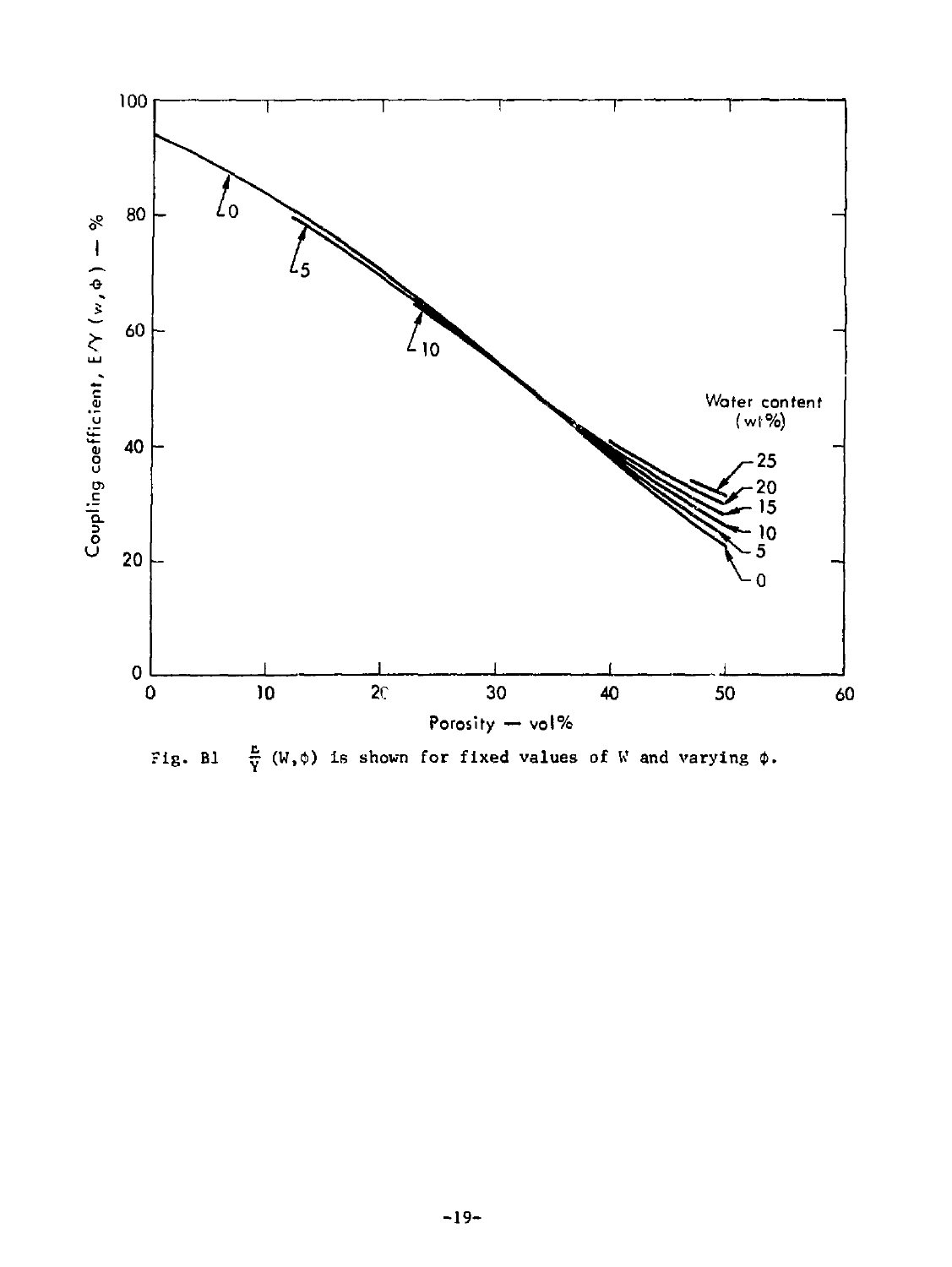Fig. B1 $\frac{E}{Y}(W,\phi)$ is shown for fixed values of W and varying $\phi$.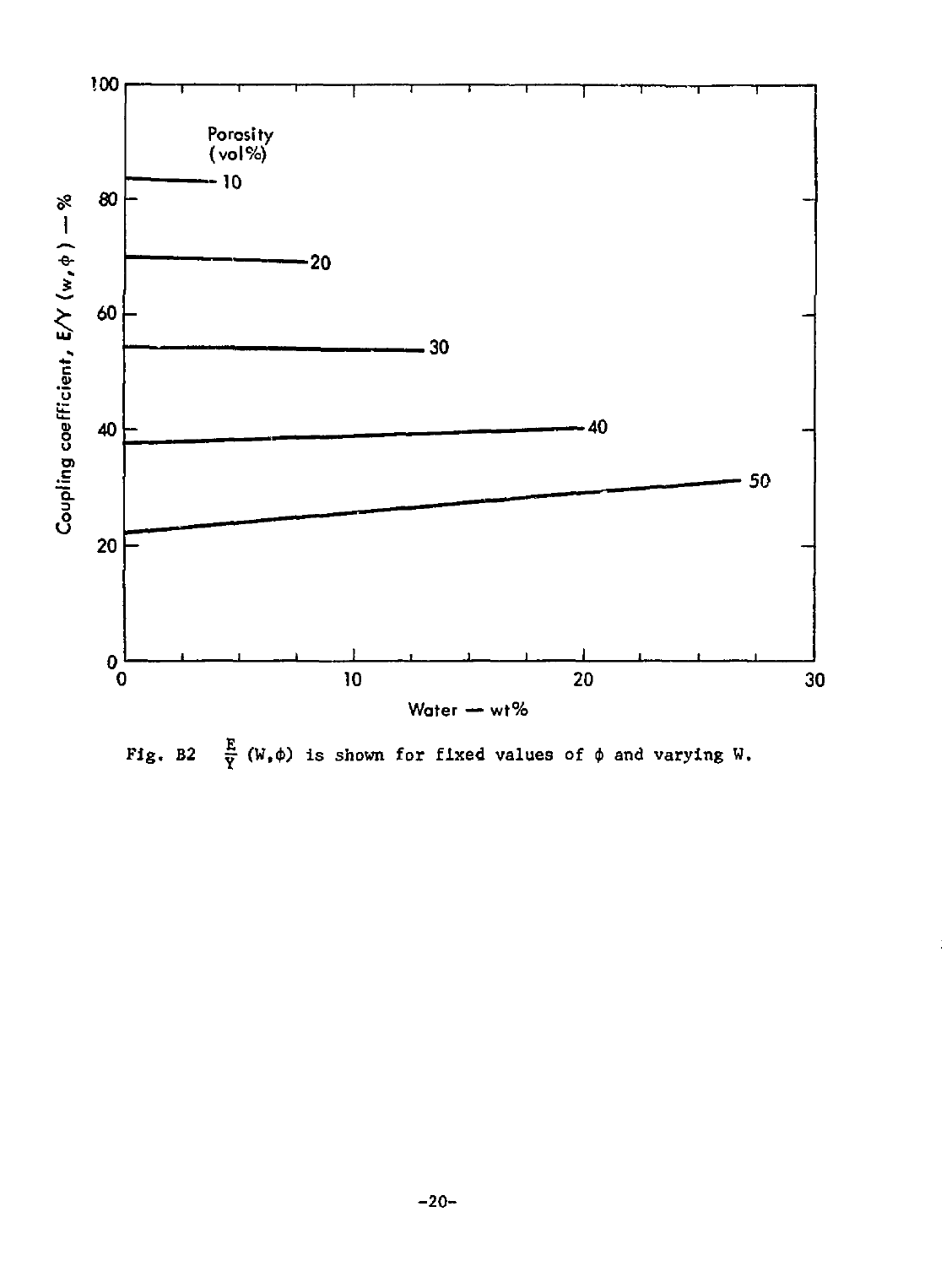Fig. B2 $\frac{E}{Y}(W,\phi)$ is shown for fixed values of $\phi$ and varying W.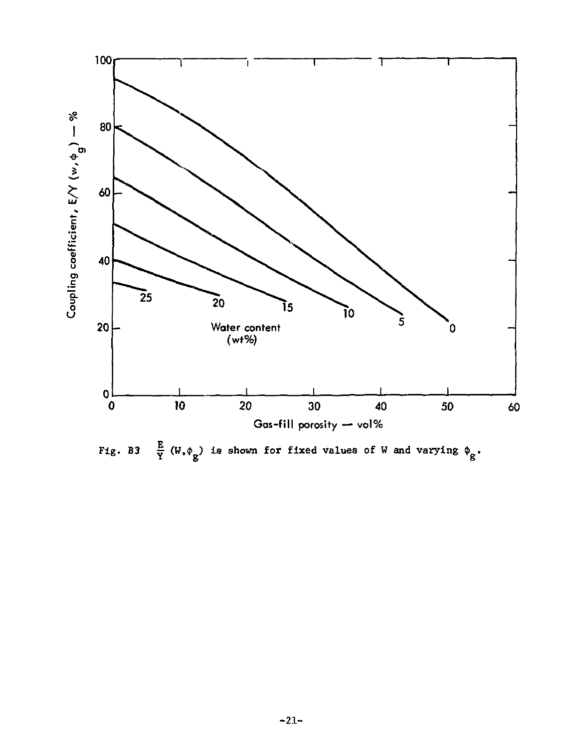Fig. B3 $\frac{E}{Y}(W,\phi_g)$ is shown for fixed values of W and varying $\phi_g$.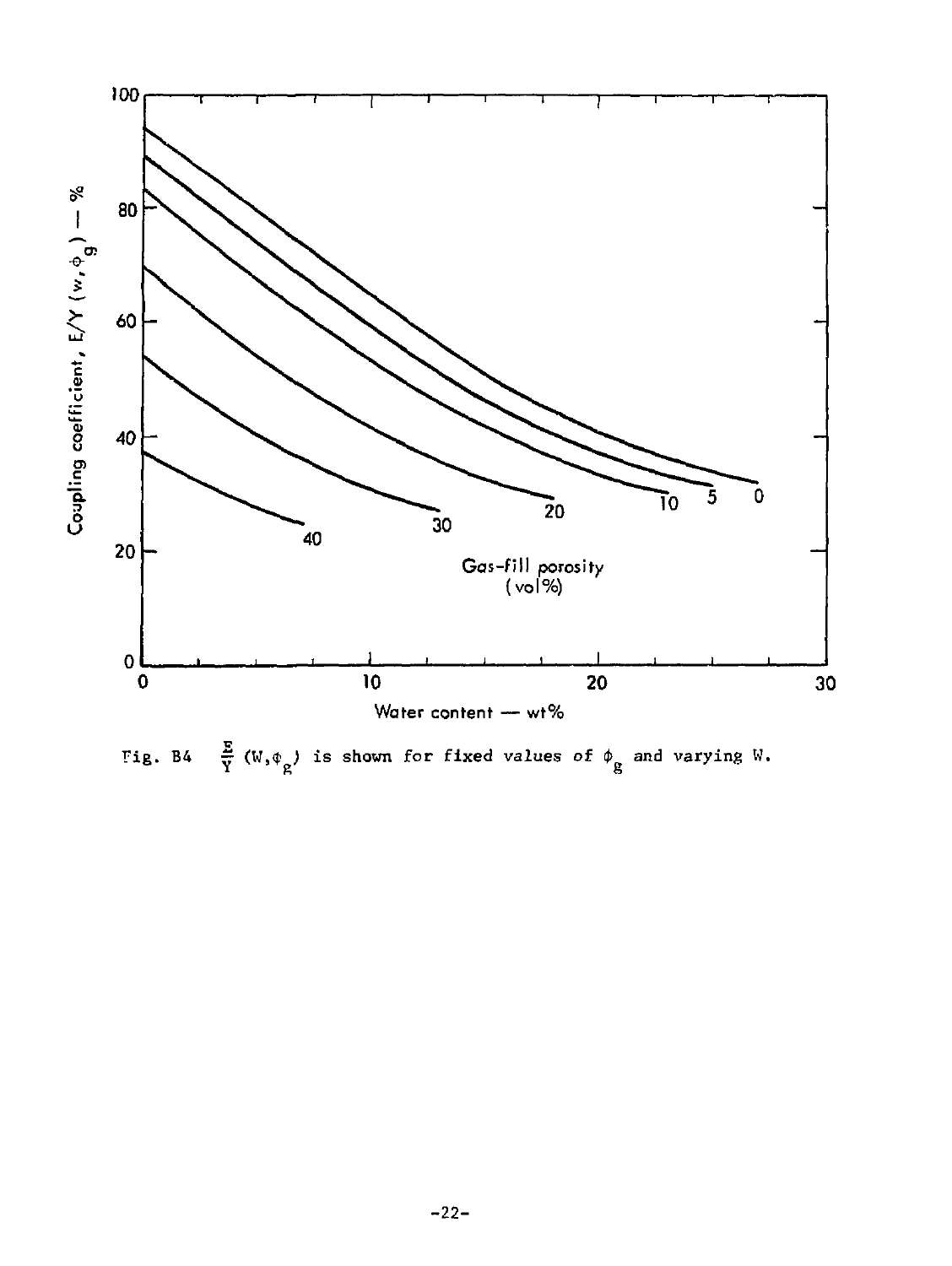Fig. B4 $\frac{E}{Y}(W,\phi_g)$ is shown for fixed values of $\phi_g$ and varying W.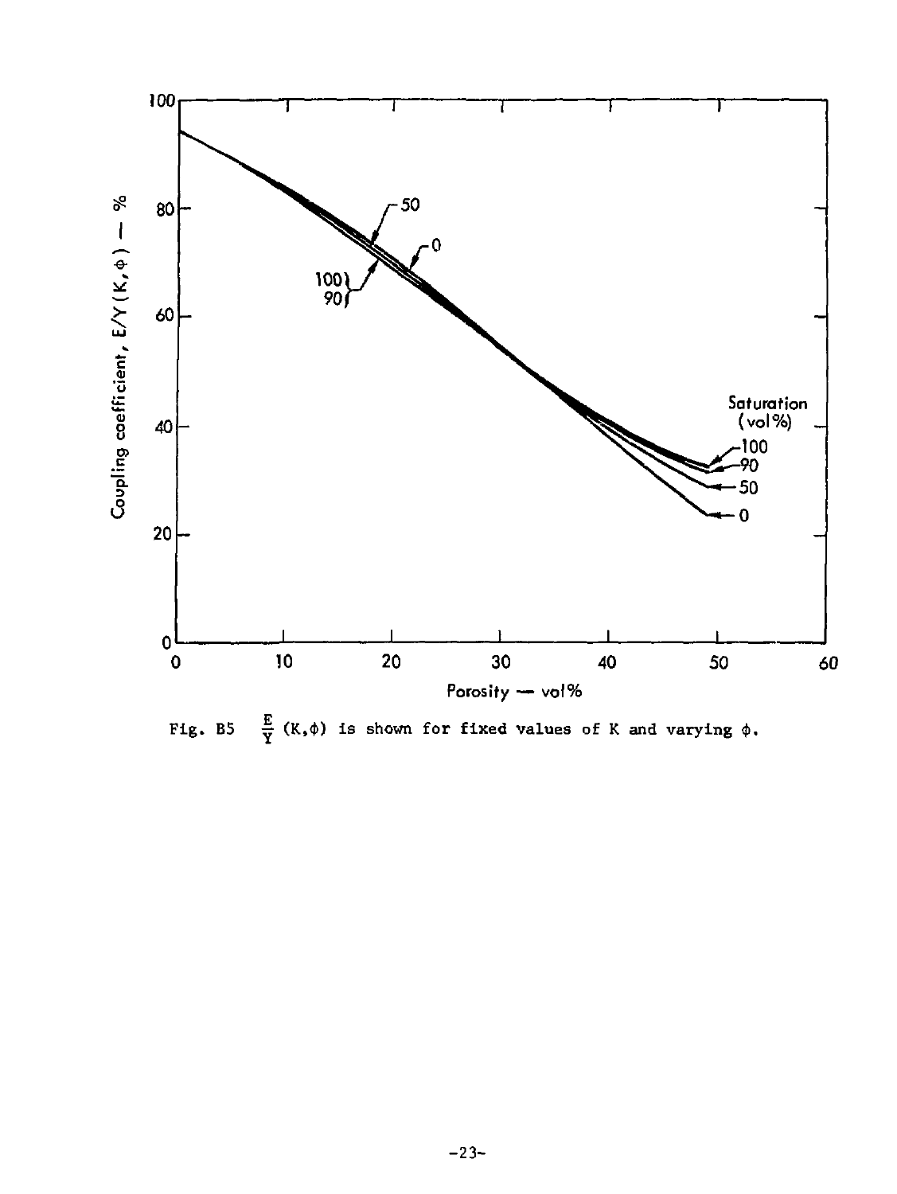Fig. B5 $\frac{E}{Y}$ (K,$\phi$) is shown for fixed values of K and varying $\phi$.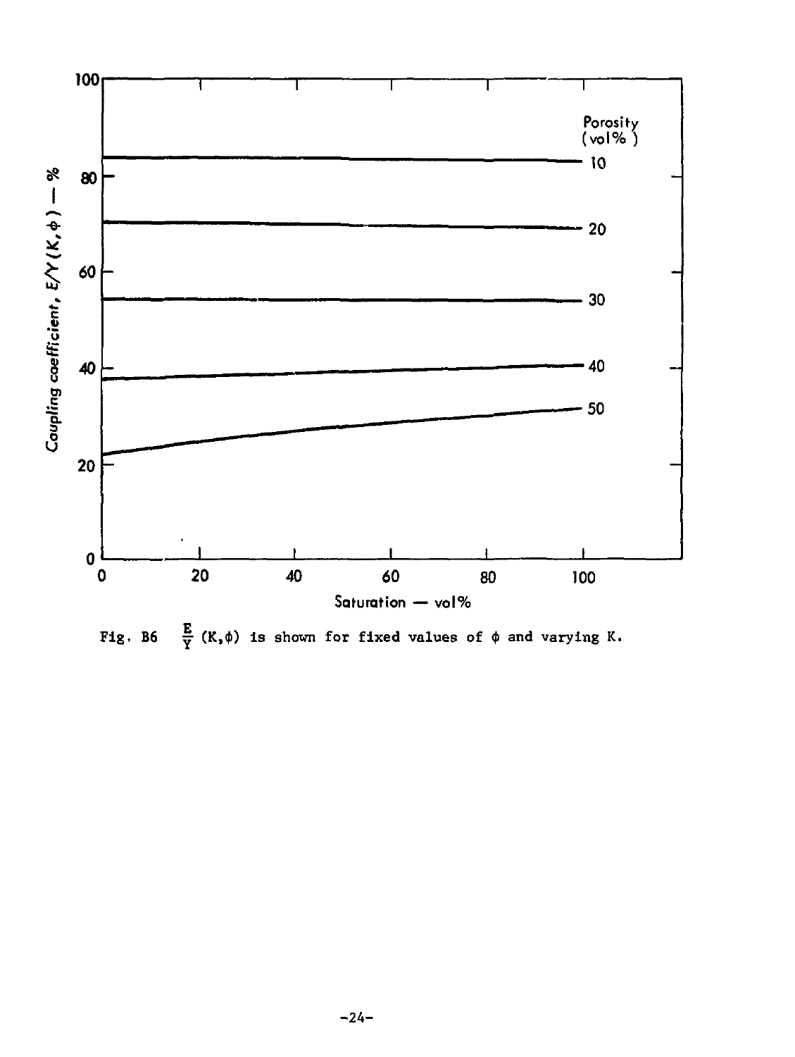Fig. B6 $\frac{E}{Y}(K,\phi)$ is shown for fixed values of $\phi$ and varying K.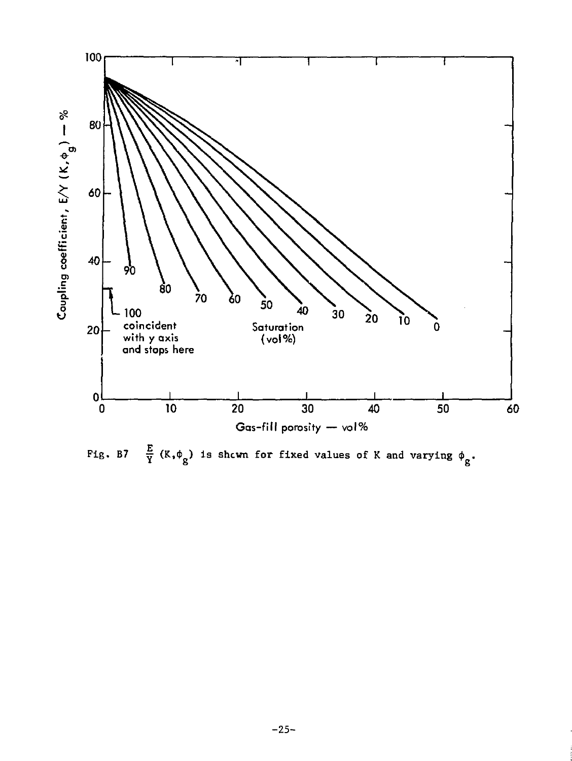Fig. B7 $\frac{E}{Y}(K,\phi_g)$ is shown for fixed values of K and varying $\phi_g$.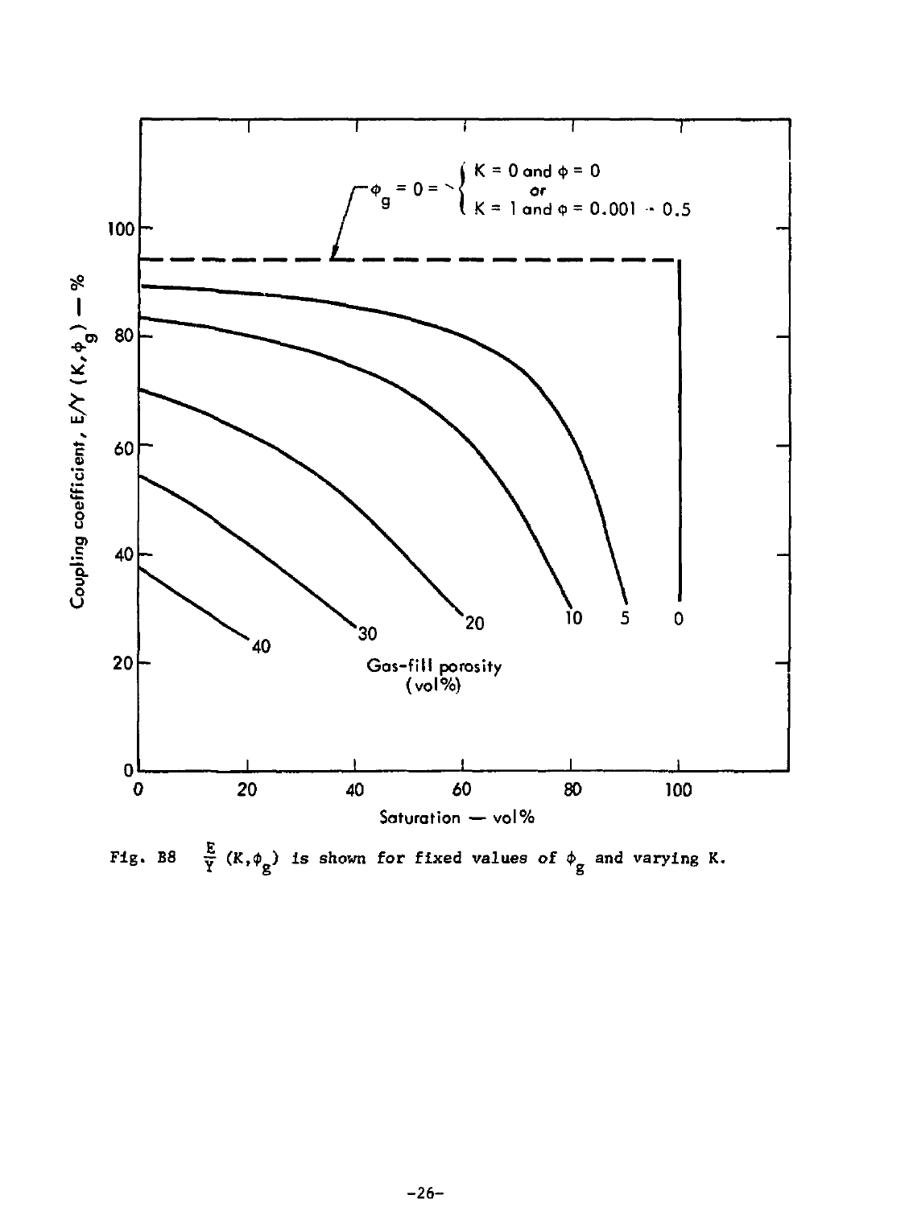Fig. B8 $\frac{E}{Y}(K,\phi_g)$ is shown for fixed values of $\phi_g$ and varying K.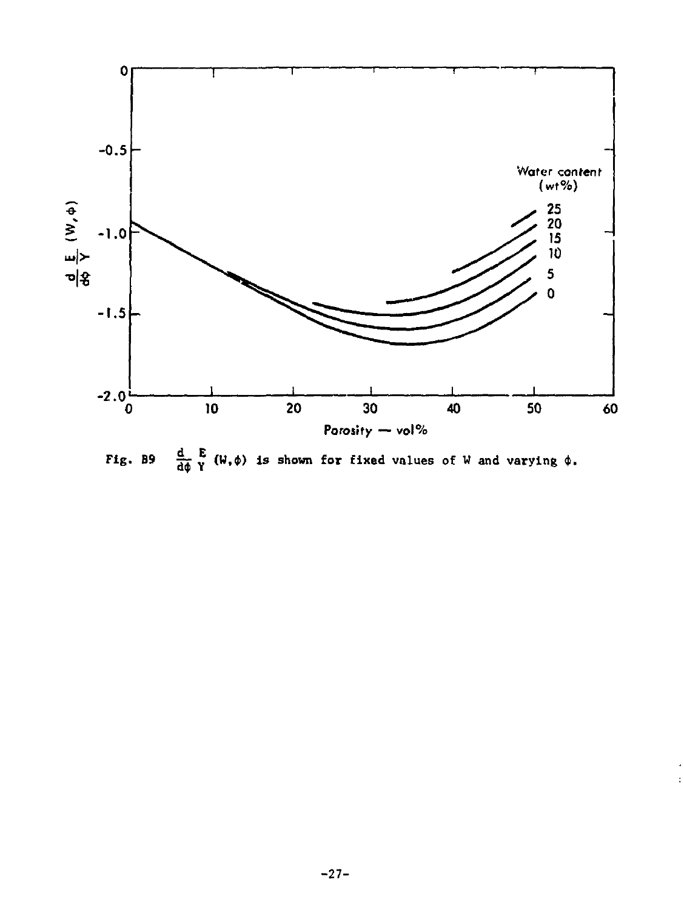Fig. B9 $\frac{d}{d\phi}\frac{E}{Y}(W,\phi)$ is shown for fixed values of W and varying $\phi$.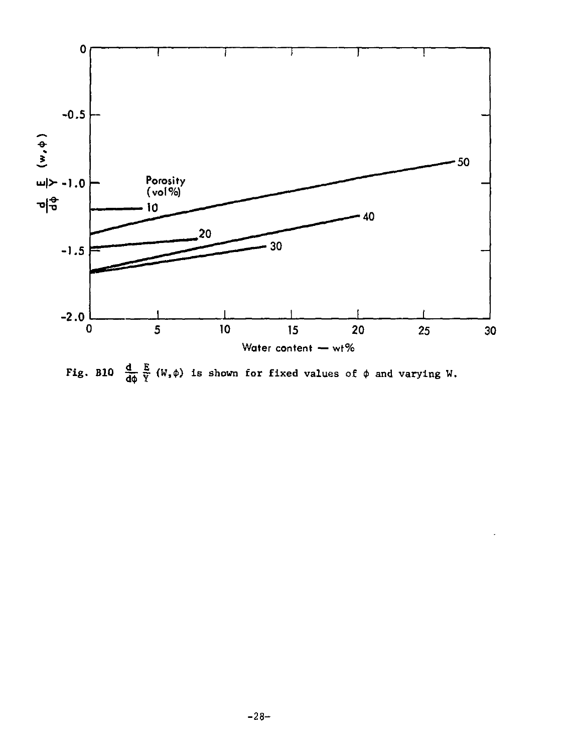Fig. B10 $\frac{d}{d\phi}\frac{E}{Y}(W,\phi)$ is shown for fixed values of $\phi$ and varying W.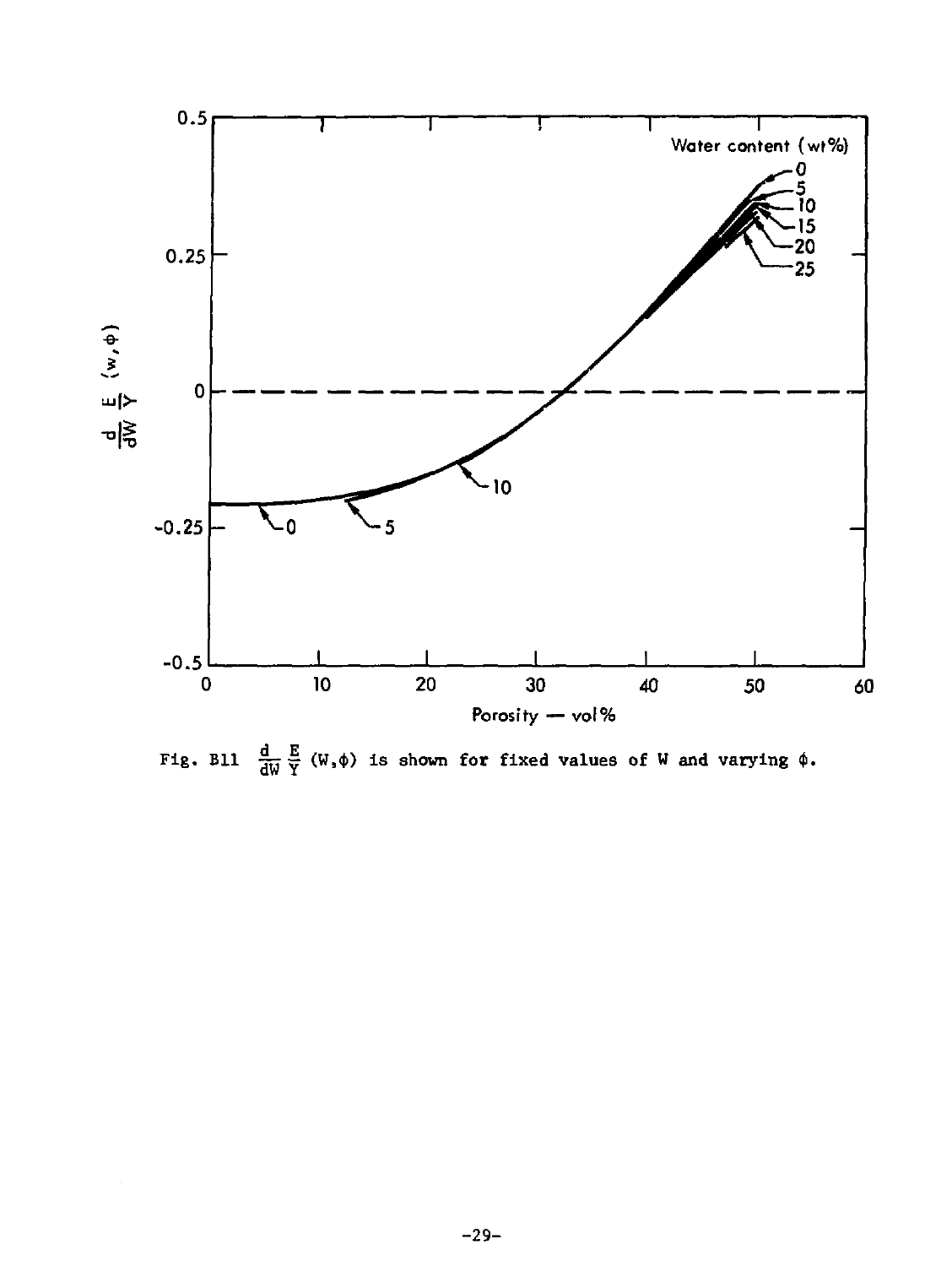Fig. B11 $\frac{d}{dW}\frac{E}{Y}(W,\phi)$ is shown for fixed values of W and varying $\phi$.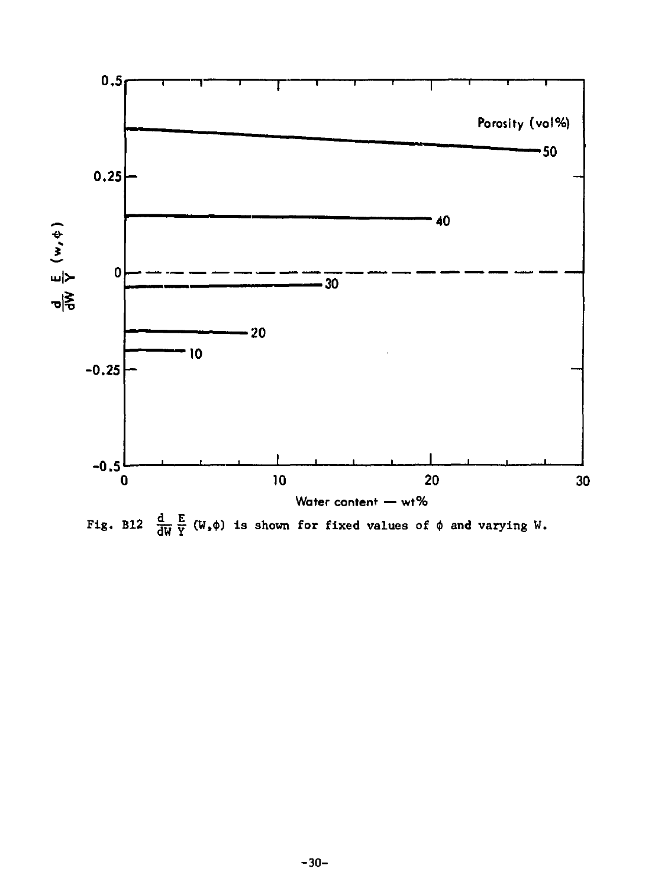Fig. B12 $\frac{d}{dW} \frac{E}{Y} (W,\phi)$ is shown for fixed values of $\phi$ and varying W.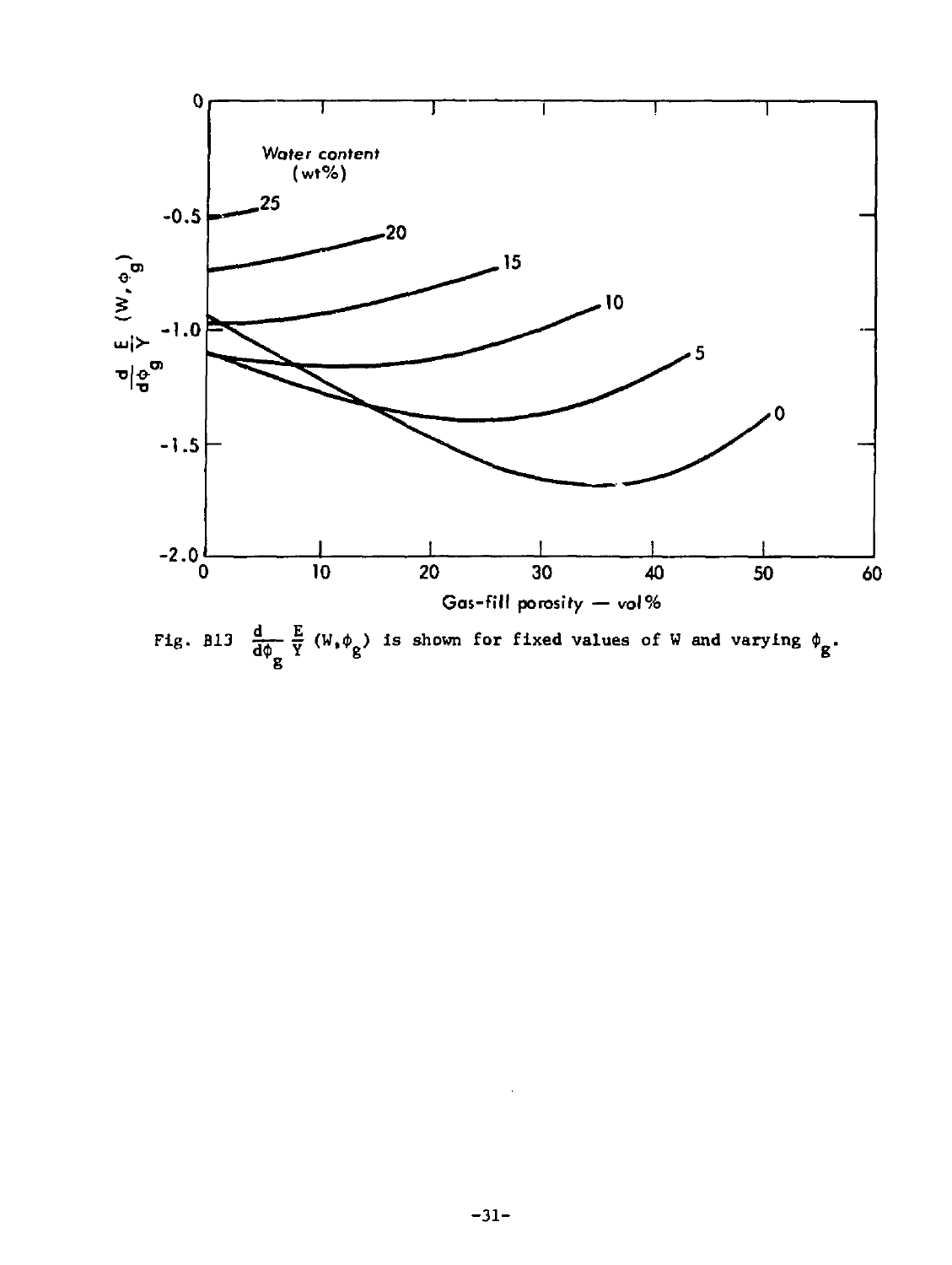Fig. B13 $\frac{d}{d\phi_g} \frac{E}{Y} (W, \phi_g)$ is shown for fixed values of W and varying $\phi_g$.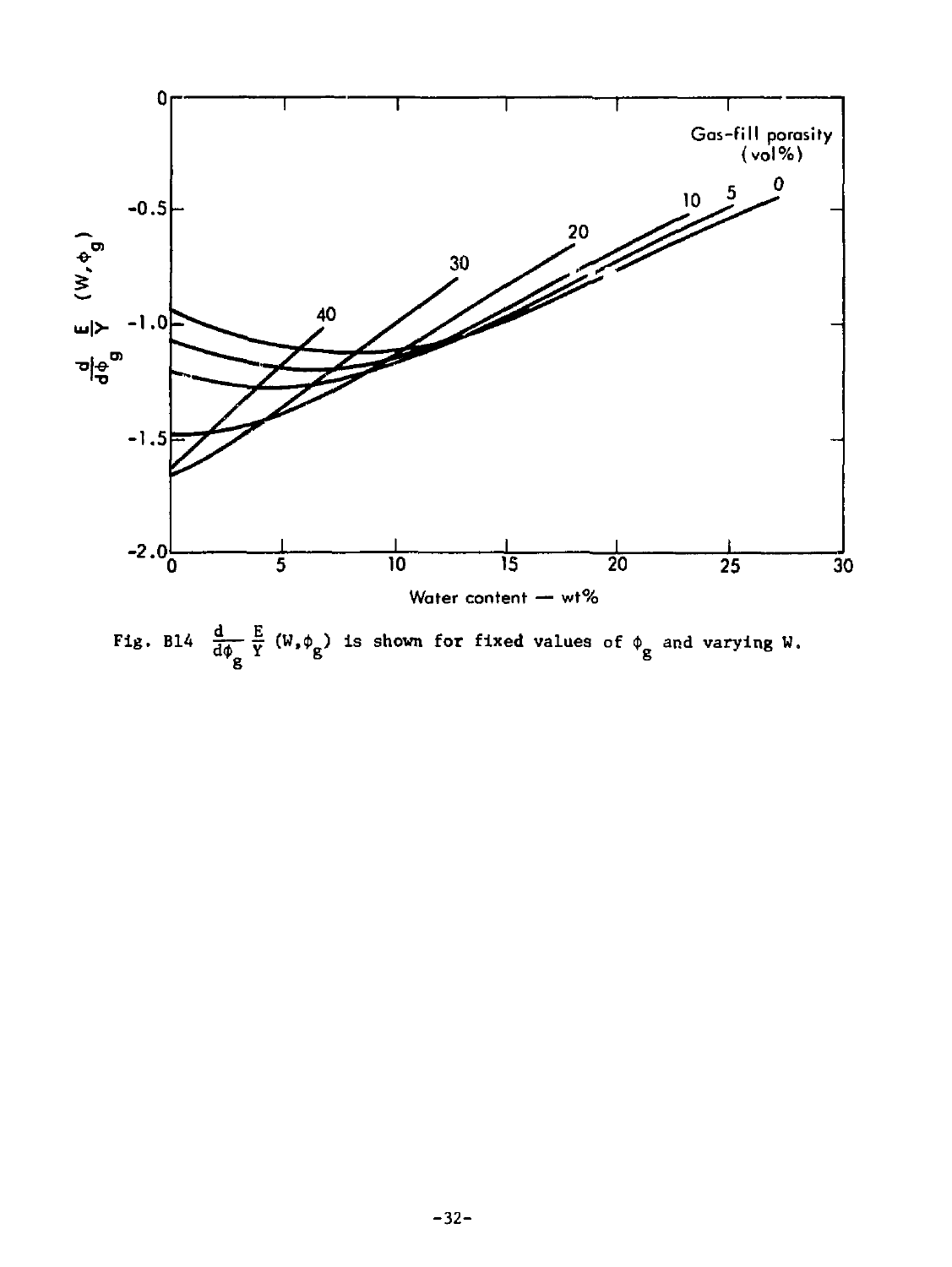Fig. B14 $\frac{d}{d\phi_g}\frac{E}{Y}(W,\phi_g)$ is shown for fixed values of $\phi_g$ and varying W.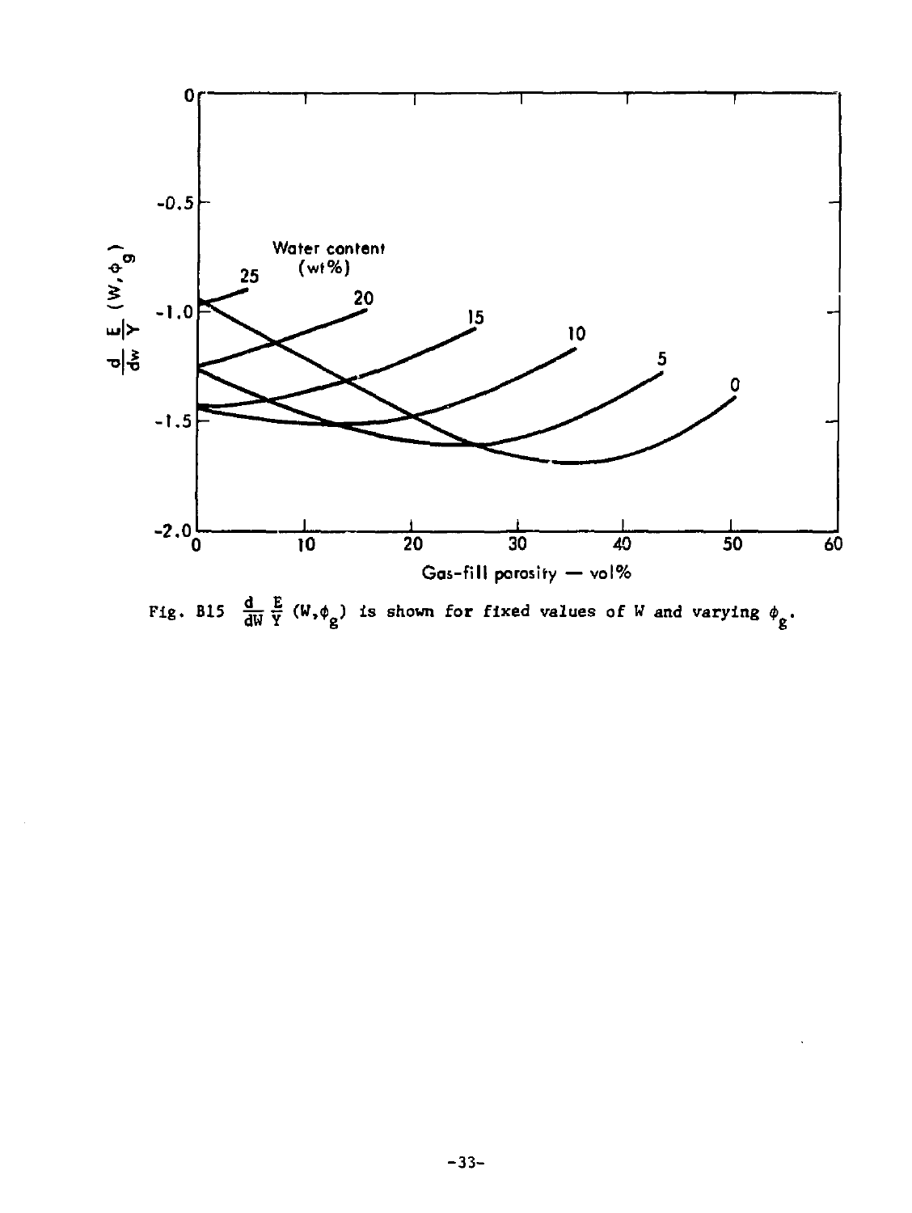Fig. B15 $\frac{d}{dW}\frac{E}{Y}(W,\phi_g)$ is shown for fixed values of $W$ and varying $\phi_g$.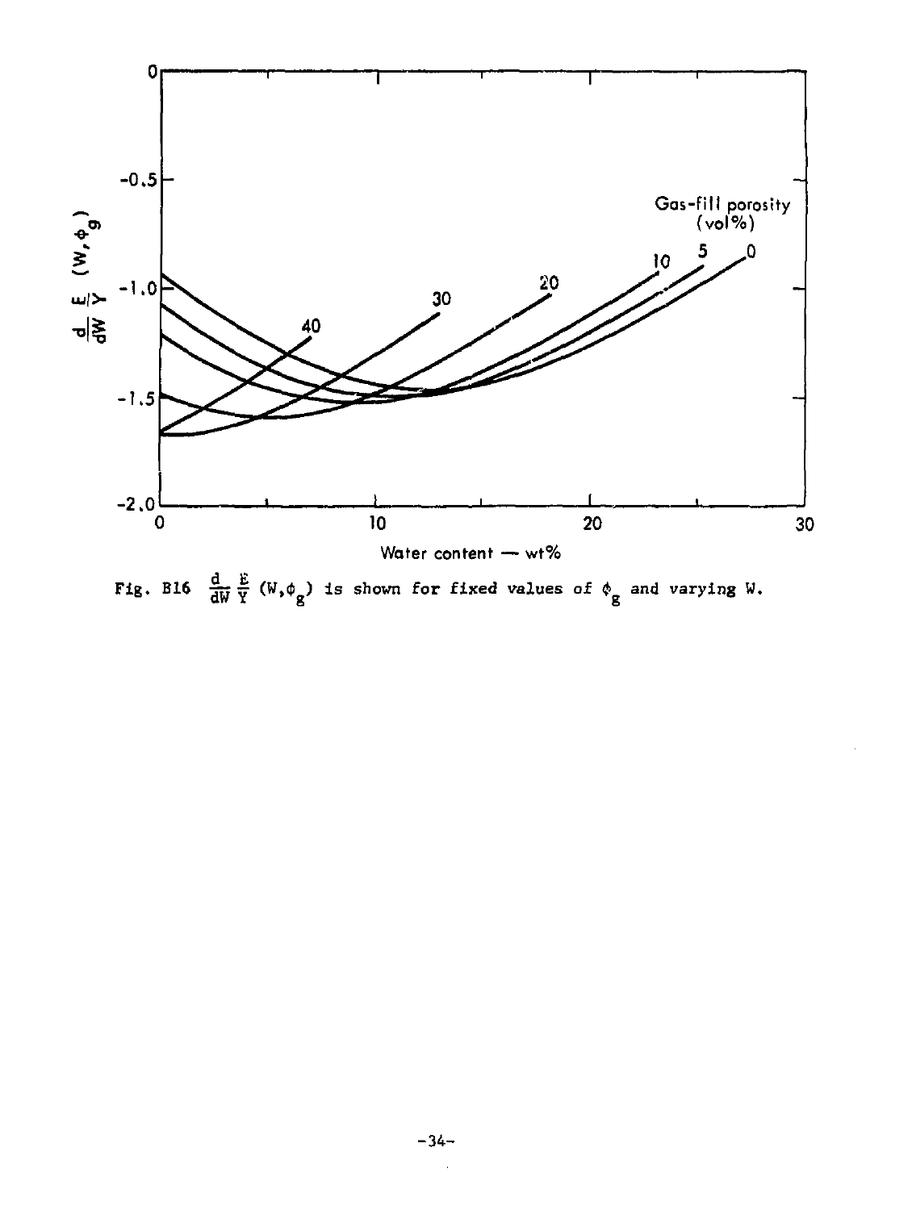Fig. B16 $\frac{d}{dW} \frac{E}{Y} (W, \phi_g)$ is shown for fixed values of $\phi_g$ and varying W.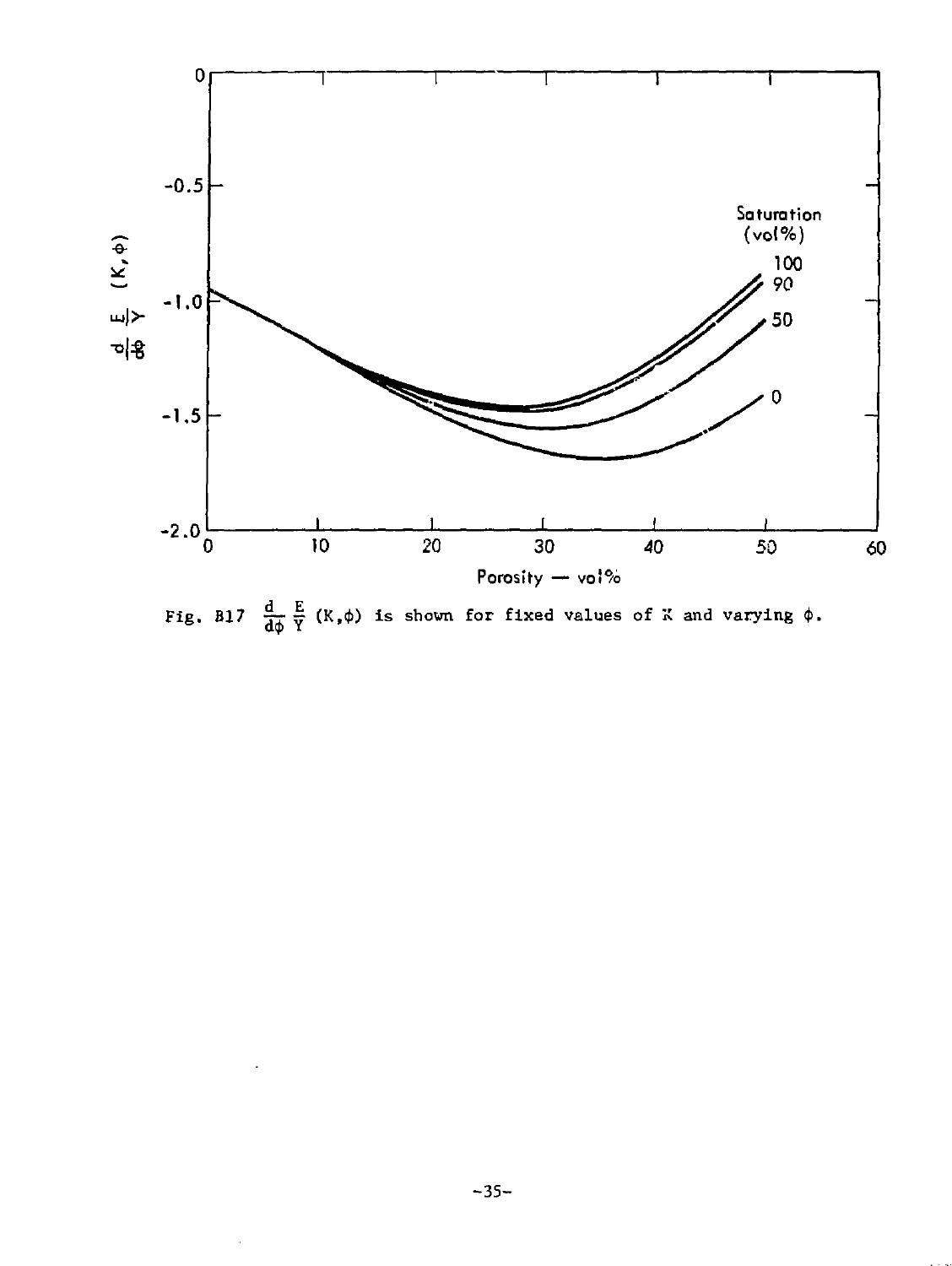Fig. B17 $\frac{d}{d\phi}\frac{E}{Y}(K,\phi)$ is shown for fixed values of K and varying $\phi$.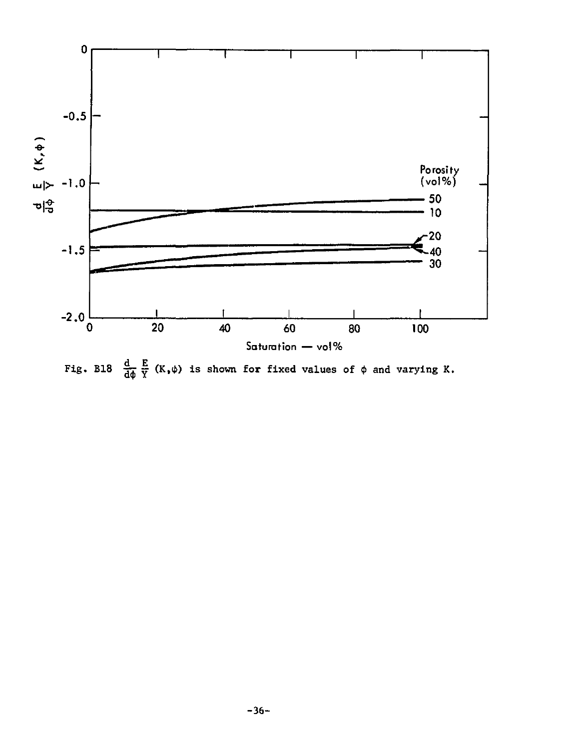Fig. B18 $\frac{d}{d\phi}\frac{E}{Y}(K,\phi)$ is shown for fixed values of $\phi$ and varying K.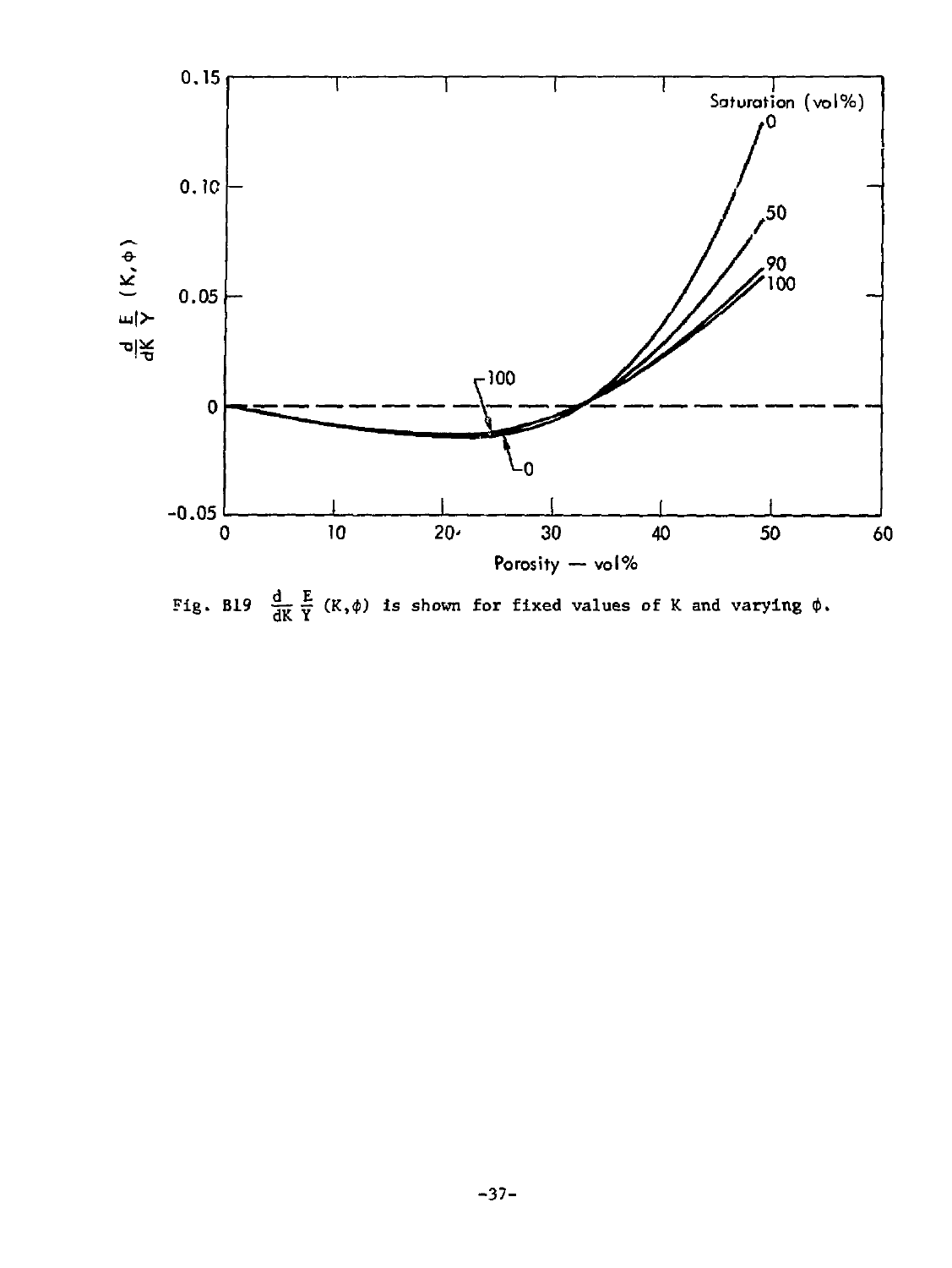Fig. B19 $\frac{d}{dK} \frac{E}{Y} (K,\phi)$ is shown for fixed values of K and varying $\phi$.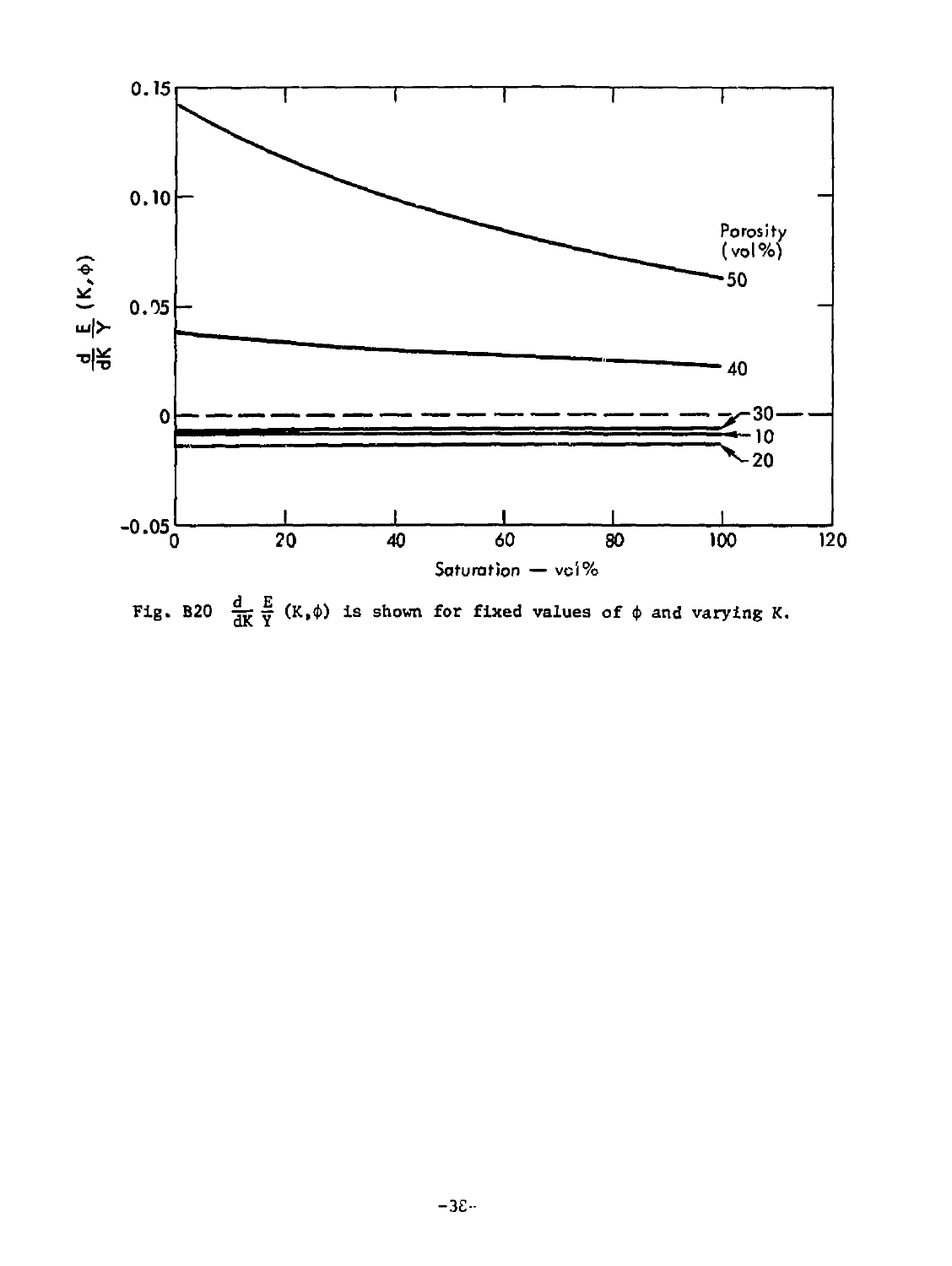Fig. B20 $\frac{d}{dK} \frac{E}{Y} (K,\phi)$ is shown for fixed values of $\phi$ and varying K.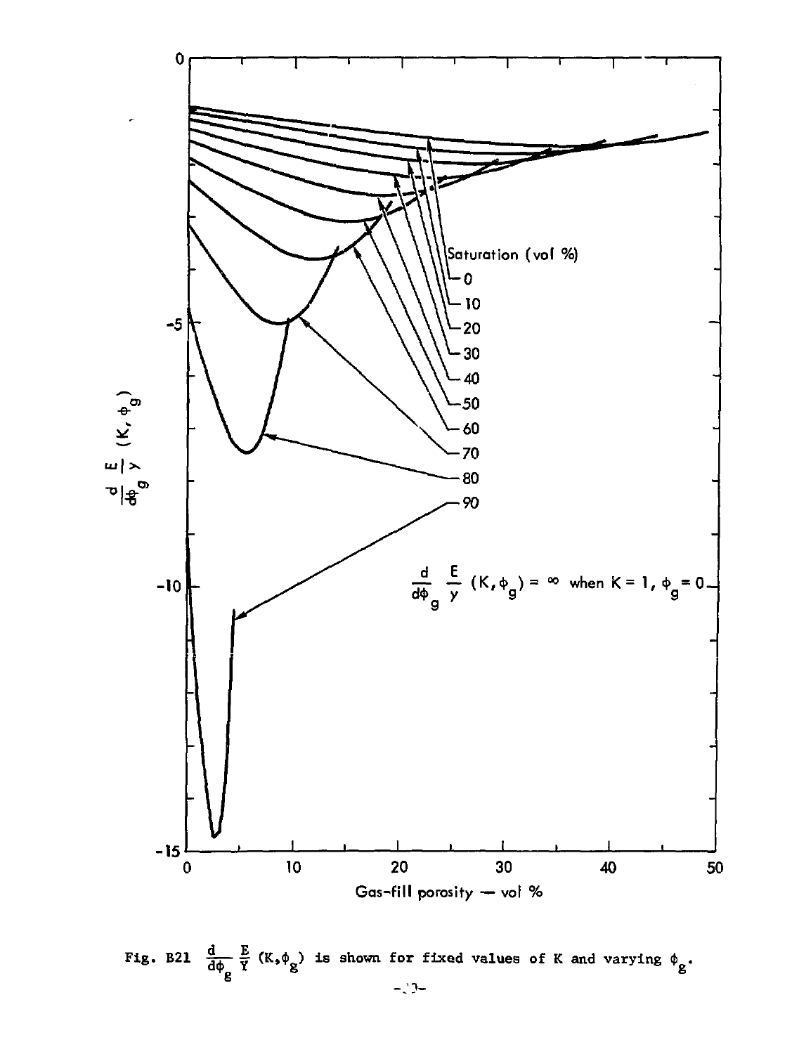Fig. B21 $\frac{d}{d\phi_g} \frac{E}{Y} (K,\phi_g)$ is shown for fixed values of K and varying $\phi_g$.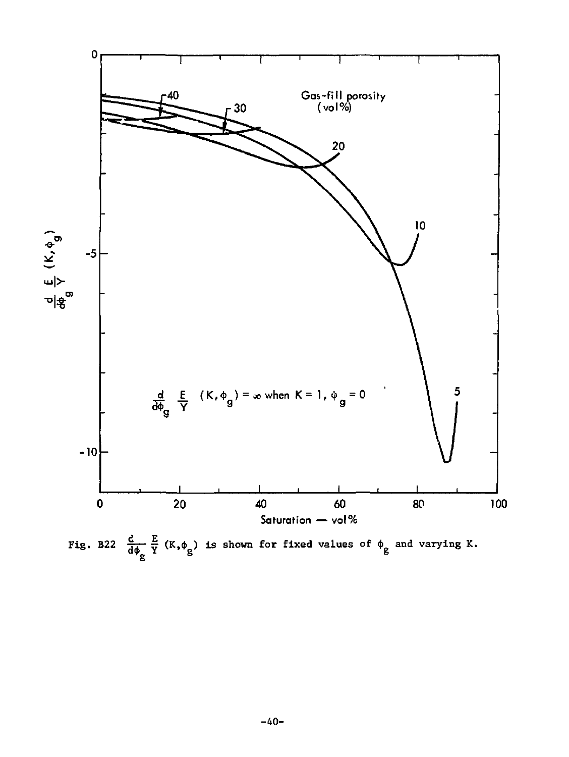Fig. B22 $\frac{d}{d\phi_g} \frac{E}{Y} (K,\phi_g)$ is shown for fixed values of $\phi_g$ and varying K.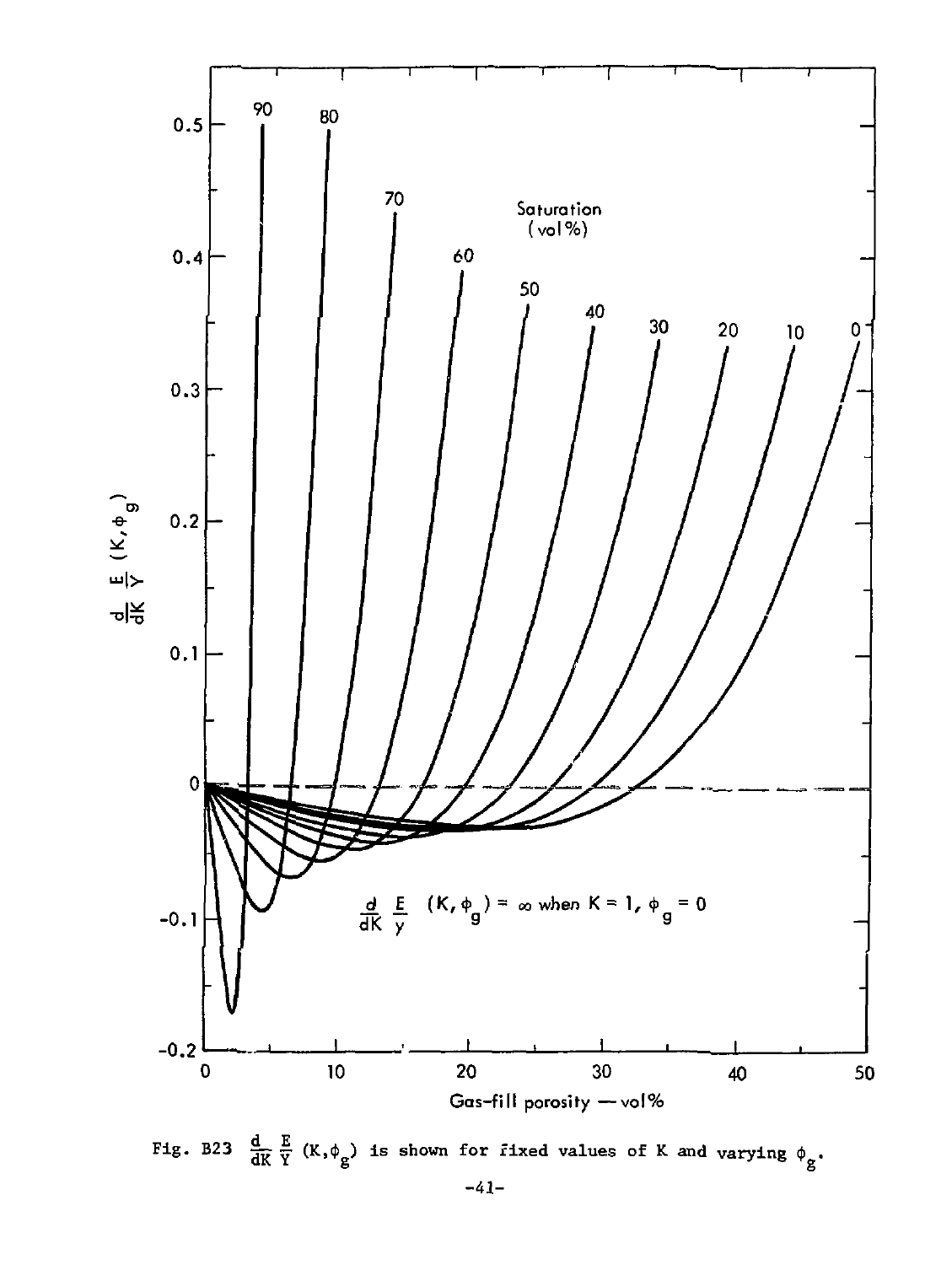Fig. B23 $\frac{d}{dK}\frac{E}{Y}(K,\phi_g)$ is shown for fixed values of K and varying $\phi_g$.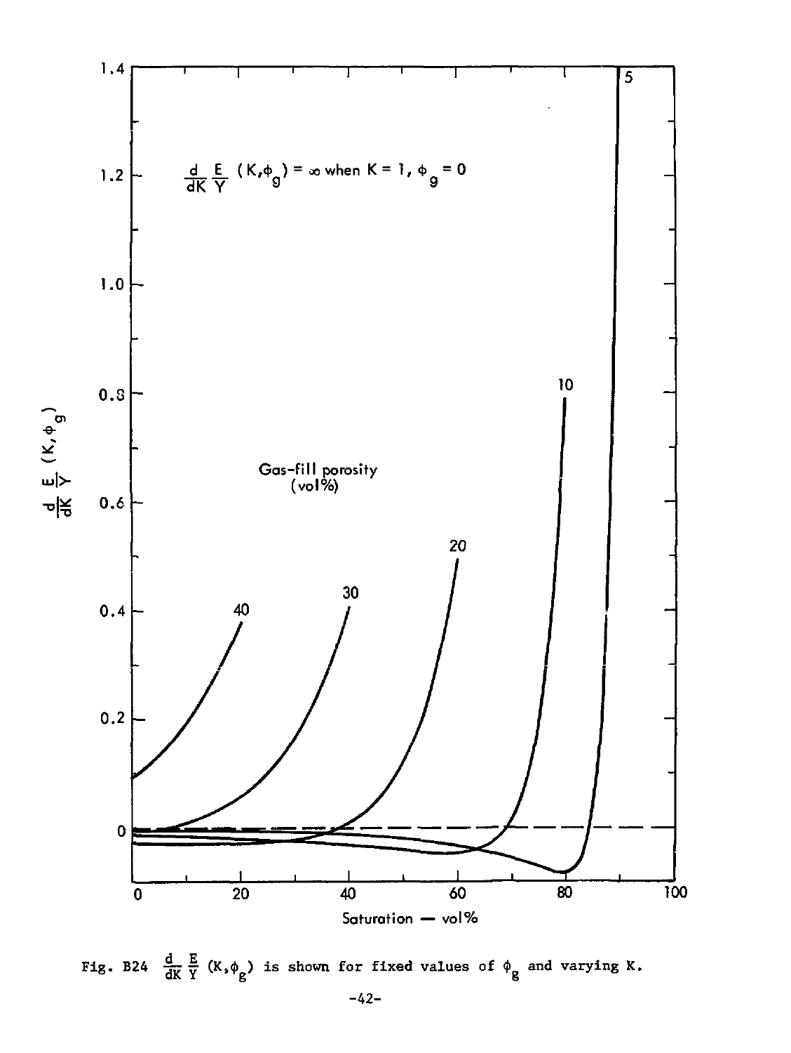$\frac{d}{dK} \frac{E}{Y} (K, \phi_g) = \infty$ when $K = 1$, $\phi_g = 0$

Gas-fill porosity (vol%)

Fig. B24 $\frac{d}{dK} \frac{E}{Y} (K, \phi_g)$ is shown for fixed values of $\phi_g$ and varying K.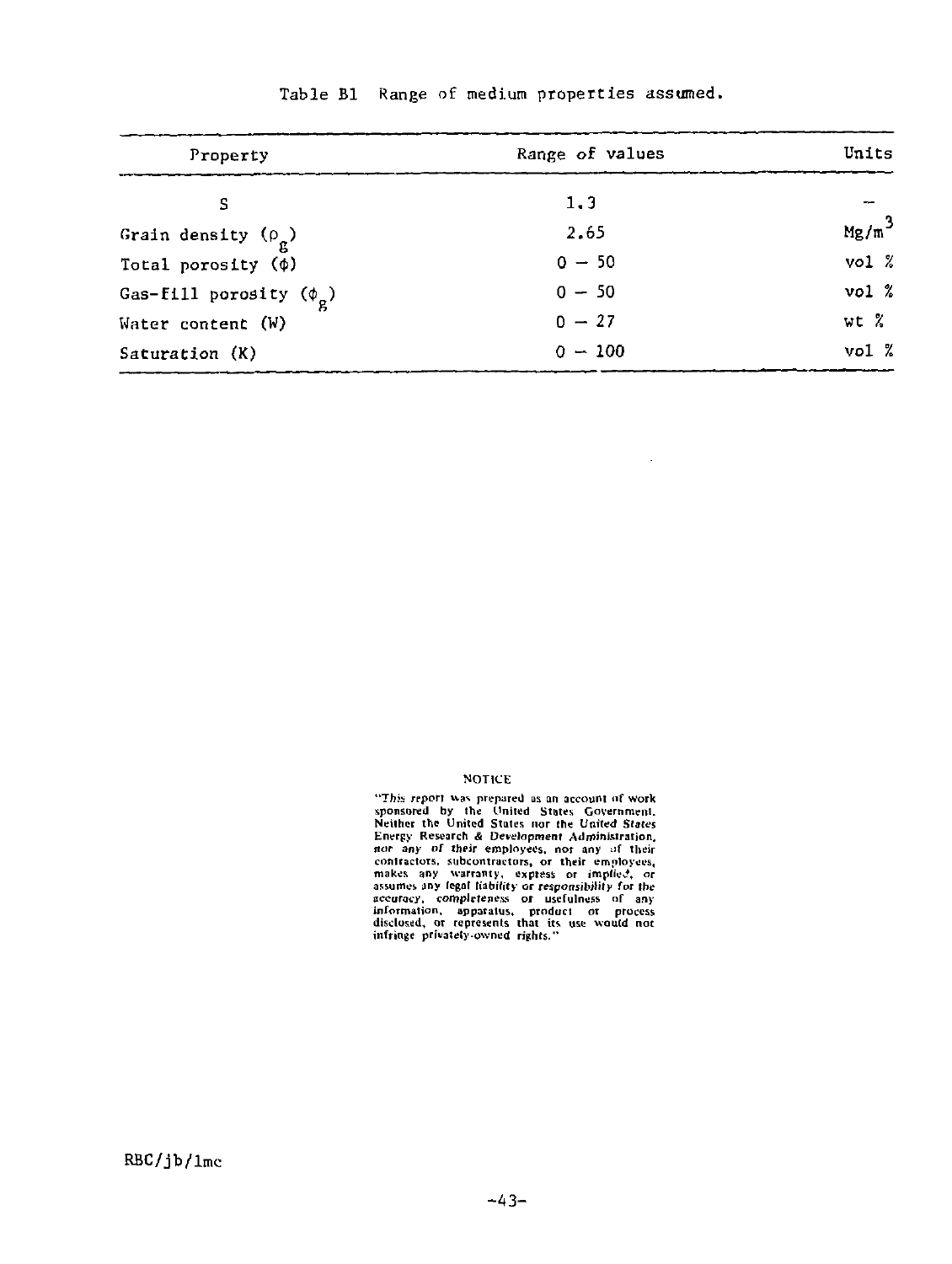Table B1 Range of medium properties assumed.

| Property | Range of values | Units |
|---|---|---|
| S | 1.3 | — |
| Grain density ($\rho_g$) | 2.65 | $Mg/m^3$ |
| Total porosity ($\phi$) | 0 — 50 | vol % |
| Gas-fill porosity ($\phi_g$) | 0 — 50 | vol % |
| Water content (W) | 0 — 27 | wt % |
| Saturation (K) | 0 — 100 | vol % |

NOTICE

"This report was prepared as an account of work sponsored by the United States Government. Neither the United States nor the United States Energy Research & Development Administration, nor any of their employees, nor any of their contractors, subcontractors, or their employees, makes any warranty, express or implied, or assumes any legal liability or responsibility for the accuracy, completeness or usefulness of any information, apparatus, product or process disclosed, or represents that its use would not infringe privately-owned rights."

RBC/jb/lmc